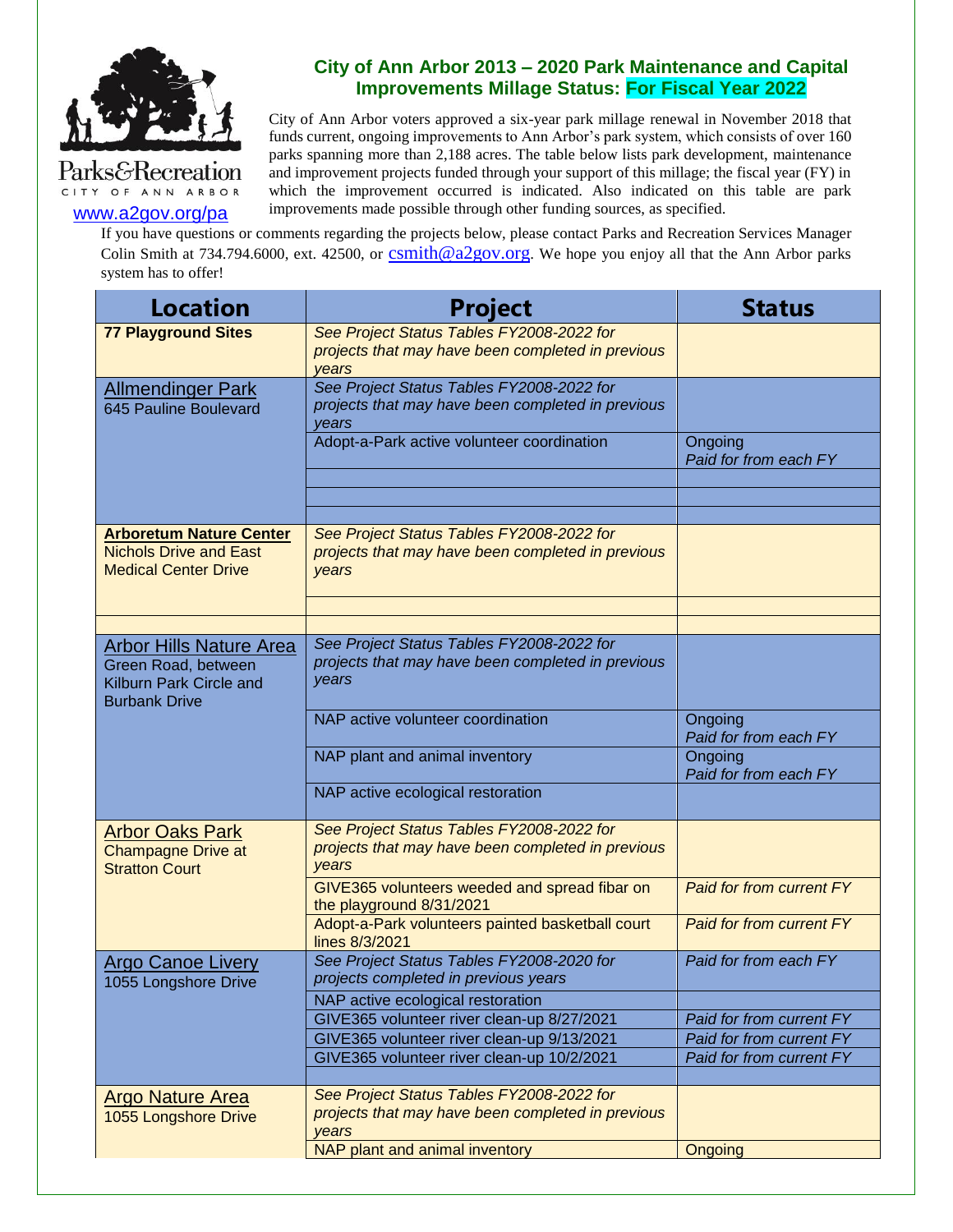Parks&Recreation
CITY OF ANN ARBOR
www.a2gov.org/pa

## City of Ann Arbor 2013 – 2020 Park Maintenance and Capital Improvements Millage Status: For Fiscal Year 2022

City of Ann Arbor voters approved a six-year park millage renewal in November 2018 that funds current, ongoing improvements to Ann Arbor's park system, which consists of over 160 parks spanning more than 2,188 acres. The table below lists park development, maintenance and improvement projects funded through your support of this millage; the fiscal year (FY) in which the improvement occurred is indicated. Also indicated on this table are park improvements made possible through other funding sources, as specified.

If you have questions or comments regarding the projects below, please contact Parks and Recreation Services Manager Colin Smith at 734.794.6000, ext. 42500, or csmith@a2gov.org. We hope you enjoy all that the Ann Arbor parks system has to offer!

| Location | Project | Status |
|---|---|---|
| **77 Playground Sites** | *See Project Status Tables FY2008-2022 for projects that may have been completed in previous years* | |
| Allmendinger Park<br>645 Pauline Boulevard | *See Project Status Tables FY2008-2022 for projects that may have been completed in previous years* | |
| | Adopt-a-Park active volunteer coordination | Ongoing<br>*Paid for from each FY* |
| | | |
| | | |
| | | |
| **Arboretum Nature Center**<br>Nichols Drive and East Medical Center Drive | *See Project Status Tables FY2008-2022 for projects that may have been completed in previous years* | |
| | | |
| | | |
| Arbor Hills Nature Area<br>Green Road, between Kilburn Park Circle and Burbank Drive | *See Project Status Tables FY2008-2022 for projects that may have been completed in previous years* | |
| | NAP active volunteer coordination | Ongoing<br>*Paid for from each FY* |
| | NAP plant and animal inventory | Ongoing<br>*Paid for from each FY* |
| | NAP active ecological restoration | |
| Arbor Oaks Park<br>Champagne Drive at Stratton Court | *See Project Status Tables FY2008-2022 for projects that may have been completed in previous years* | |
| | GIVE365 volunteers weeded and spread fibar on the playground 8/31/2021 | *Paid for from current FY* |
| | Adopt-a-Park volunteers painted basketball court lines 8/3/2021 | *Paid for from current FY* |
| Argo Canoe Livery<br>1055 Longshore Drive | *See Project Status Tables FY2008-2020 for projects completed in previous years* | *Paid for from each FY* |
| | NAP active ecological restoration | |
| | GIVE365 volunteer river clean-up 8/27/2021 | *Paid for from current FY* |
| | GIVE365 volunteer river clean-up 9/13/2021 | *Paid for from current FY* |
| | GIVE365 volunteer river clean-up 10/2/2021 | *Paid for from current FY* |
| | | |
| Argo Nature Area<br>1055 Longshore Drive | *See Project Status Tables FY2008-2022 for projects that may have been completed in previous years* | |
| | NAP plant and animal inventory | Ongoing |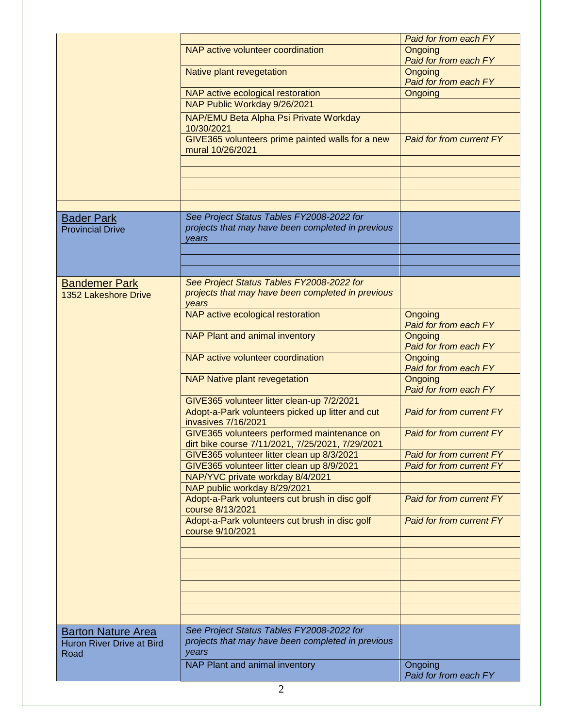| | | |
|---|---|---|
| | | *Paid for from each FY* |
| | NAP active volunteer coordination | Ongoing *Paid for from each FY* |
| | Native plant revegetation | Ongoing *Paid for from each FY* |
| | NAP active ecological restoration | Ongoing |
| | NAP Public Workday 9/26/2021 | |
| | NAP/EMU Beta Alpha Psi Private Workday 10/30/2021 | |
| | GIVE365 volunteers prime painted walls for a new mural 10/26/2021 | *Paid for from current FY* |
| | | |
| | | |
| | | |
| | | |
| | | |
| Bader Park Provincial Drive | *See Project Status Tables FY2008-2022 for projects that may have been completed in previous years* | |
| | | |
| | | |
| | | |
| Bandemer Park 1352 Lakeshore Drive | *See Project Status Tables FY2008-2022 for projects that may have been completed in previous years* | |
| | NAP active ecological restoration | Ongoing *Paid for from each FY* |
| | NAP Plant and animal inventory | Ongoing *Paid for from each FY* |
| | NAP active volunteer coordination | Ongoing *Paid for from each FY* |
| | NAP Native plant revegetation | Ongoing *Paid for from each FY* |
| | GIVE365 volunteer litter clean-up 7/2/2021 | |
| | Adopt-a-Park volunteers picked up litter and cut invasives 7/16/2021 | *Paid for from current FY* |
| | GIVE365 volunteers performed maintenance on dirt bike course 7/11/2021, 7/25/2021, 7/29/2021 | *Paid for from current FY* |
| | GIVE365 volunteer litter clean up 8/3/2021 | *Paid for from current FY* |
| | GIVE365 volunteer litter clean up 8/9/2021 | *Paid for from current FY* |
| | NAP/YVC private workday 8/4/2021 | |
| | NAP public workday 8/29/2021 | |
| | Adopt-a-Park volunteers cut brush in disc golf course 8/13/2021 | *Paid for from current FY* |
| | Adopt-a-Park volunteers cut brush in disc golf course 9/10/2021 | *Paid for from current FY* |
| | | |
| | | |
| | | |
| | | |
| | | |
| | | |
| | | |
| | | |
| Barton Nature Area Huron River Drive at Bird Road | *See Project Status Tables FY2008-2022 for projects that may have been completed in previous years* | |
| | NAP Plant and animal inventory | Ongoing *Paid for from each FY* |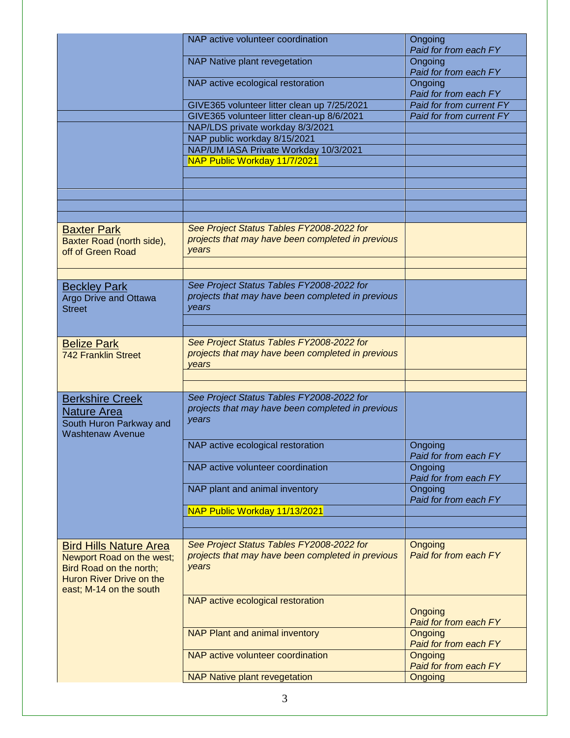| | | |
|---|---|---|
| | NAP active volunteer coordination | Ongoing *Paid for from each FY* |
| | NAP Native plant revegetation | Ongoing *Paid for from each FY* |
| | NAP active ecological restoration | Ongoing *Paid for from each FY* |
| | GIVE365 volunteer litter clean up 7/25/2021 | *Paid for from current FY* |
| | GIVE365 volunteer litter clean-up 8/6/2021 | *Paid for from current FY* |
| | NAP/LDS private workday 8/3/2021 | |
| | NAP public workday 8/15/2021 | |
| | NAP/UM IASA Private Workday 10/3/2021 | |
| | NAP Public Workday 11/7/2021 | |
| | | |
| | | |
| | | |
| | | |
| | | |
| Baxter Park<br>Baxter Road (north side), off of Green Road | *See Project Status Tables FY2008-2022 for projects that may have been completed in previous years* | |
| | | |
| | | |
| Beckley Park<br>Argo Drive and Ottawa Street | *See Project Status Tables FY2008-2022 for projects that may have been completed in previous years* | |
| | | |
| | | |
| Belize Park<br>742 Franklin Street | *See Project Status Tables FY2008-2022 for projects that may have been completed in previous years* | |
| | | |
| | | |
| Berkshire Creek Nature Area<br>South Huron Parkway and Washtenaw Avenue | *See Project Status Tables FY2008-2022 for projects that may have been completed in previous years* | |
| | NAP active ecological restoration | Ongoing *Paid for from each FY* |
| | NAP active volunteer coordination | Ongoing *Paid for from each FY* |
| | NAP plant and animal inventory | Ongoing *Paid for from each FY* |
| | NAP Public Workday 11/13/2021 | |
| | | |
| | | |
| Bird Hills Nature Area<br>Newport Road on the west; Bird Road on the north; Huron River Drive on the east; M-14 on the south | *See Project Status Tables FY2008-2022 for projects that may have been completed in previous years* | Ongoing *Paid for from each FY* |
| | NAP active ecological restoration | Ongoing *Paid for from each FY* |
| | NAP Plant and animal inventory | Ongoing *Paid for from each FY* |
| | NAP active volunteer coordination | Ongoing *Paid for from each FY* |
| | NAP Native plant revegetation | Ongoing |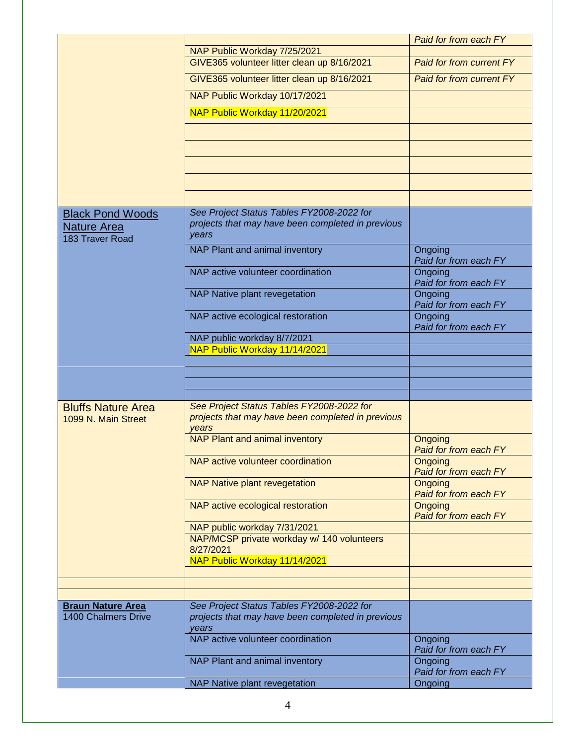| | | |
|---|---|---|
| | | *Paid for from each FY* |
| | NAP Public Workday 7/25/2021 | |
| | GIVE365 volunteer litter clean up 8/16/2021 | *Paid for from current FY* |
| | GIVE365 volunteer litter clean up 8/16/2021 | *Paid for from current FY* |
| | NAP Public Workday 10/17/2021 | |
| | NAP Public Workday 11/20/2021 | |
| | | |
| | | |
| | | |
| | | |
| | | |
| Black Pond Woods Nature Area<br>183 Traver Road | *See Project Status Tables FY2008-2022 for projects that may have been completed in previous years* | |
| | NAP Plant and animal inventory | Ongoing<br>*Paid for from each FY* |
| | NAP active volunteer coordination | Ongoing<br>*Paid for from each FY* |
| | NAP Native plant revegetation | Ongoing<br>*Paid for from each FY* |
| | NAP active ecological restoration | Ongoing<br>*Paid for from each FY* |
| | NAP public workday 8/7/2021 | |
| | NAP Public Workday 11/14/2021 | |
| | | |
| | | |
| | | |
| | | |
| Bluffs Nature Area<br>1099 N. Main Street | *See Project Status Tables FY2008-2022 for projects that may have been completed in previous years* | |
| | NAP Plant and animal inventory | Ongoing<br>*Paid for from each FY* |
| | NAP active volunteer coordination | Ongoing<br>*Paid for from each FY* |
| | NAP Native plant revegetation | Ongoing<br>*Paid for from each FY* |
| | NAP active ecological restoration | Ongoing<br>*Paid for from each FY* |
| | NAP public workday 7/31/2021 | |
| | NAP/MCSP private workday w/ 140 volunteers 8/27/2021 | |
| | NAP Public Workday 11/14/2021 | |
| | | |
| | | |
| | | |
| **Braun Nature Area**<br>1400 Chalmers Drive | *See Project Status Tables FY2008-2022 for projects that may have been completed in previous years* | |
| | NAP active volunteer coordination | Ongoing<br>*Paid for from each FY* |
| | NAP Plant and animal inventory | Ongoing<br>*Paid for from each FY* |
| | NAP Native plant revegetation | Ongoing |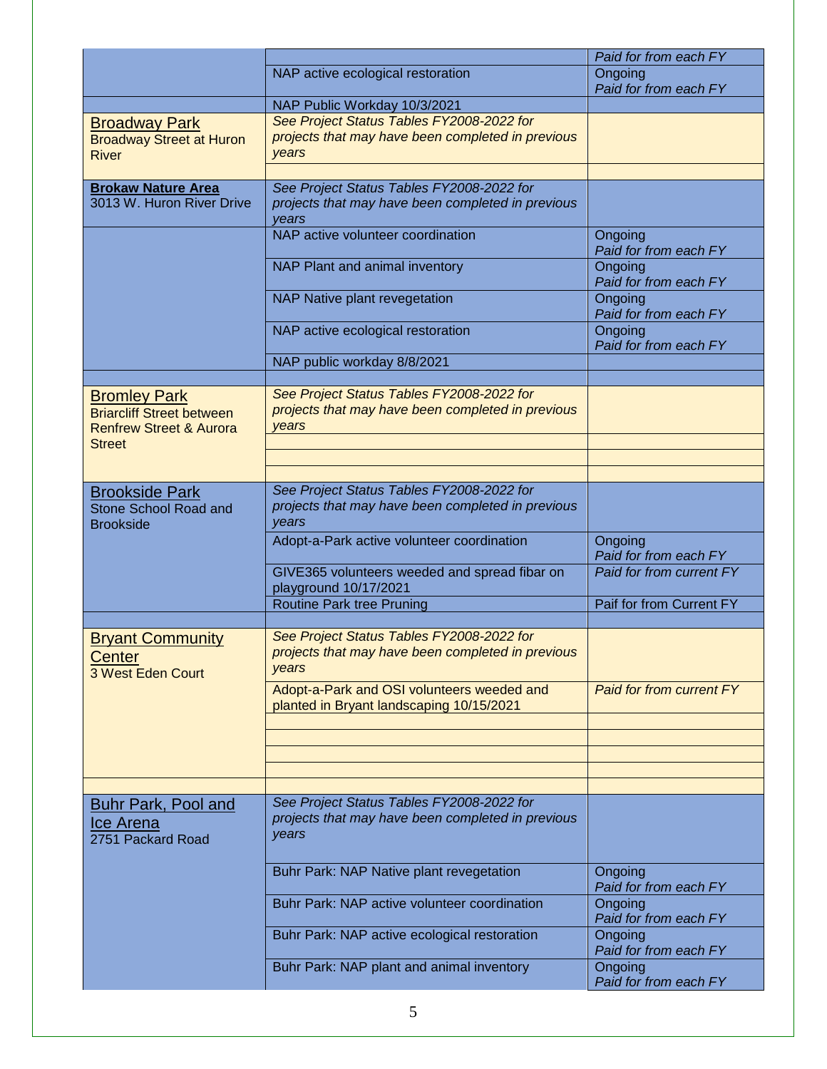| | | |
|---|---|---|
| | | *Paid for from each FY* |
| | NAP active ecological restoration | Ongoing *Paid for from each FY* |
| | NAP Public Workday 10/3/2021 | |
| Broadway Park Broadway Street at Huron River | *See Project Status Tables FY2008-2022 for projects that may have been completed in previous years* | |
| | | |
| **Brokaw Nature Area** 3013 W. Huron River Drive | *See Project Status Tables FY2008-2022 for projects that may have been completed in previous years* | |
| | NAP active volunteer coordination | Ongoing *Paid for from each FY* |
| | NAP Plant and animal inventory | Ongoing *Paid for from each FY* |
| | NAP Native plant revegetation | Ongoing *Paid for from each FY* |
| | NAP active ecological restoration | Ongoing *Paid for from each FY* |
| | NAP public workday 8/8/2021 | |
| | | |
| Bromley Park Briarcliff Street between Renfrew Street & Aurora Street | *See Project Status Tables FY2008-2022 for projects that may have been completed in previous years* | |
| | | |
| | | |
| | | |
| Brookside Park Stone School Road and Brookside | *See Project Status Tables FY2008-2022 for projects that may have been completed in previous years* | |
| | Adopt-a-Park active volunteer coordination | Ongoing *Paid for from each FY* |
| | GIVE365 volunteers weeded and spread fibar on playground 10/17/2021 | *Paid for from current FY* |
| | Routine Park tree Pruning | Paif for from Current FY |
| | | |
| Bryant Community Center 3 West Eden Court | *See Project Status Tables FY2008-2022 for projects that may have been completed in previous years* | |
| | Adopt-a-Park and OSI volunteers weeded and planted in Bryant landscaping 10/15/2021 | *Paid for from current FY* |
| | | |
| | | |
| | | |
| | | |
| | | |
| Buhr Park, Pool and Ice Arena 2751 Packard Road | *See Project Status Tables FY2008-2022 for projects that may have been completed in previous years* | |
| | Buhr Park: NAP Native plant revegetation | Ongoing *Paid for from each FY* |
| | Buhr Park: NAP active volunteer coordination | Ongoing *Paid for from each FY* |
| | Buhr Park: NAP active ecological restoration | Ongoing *Paid for from each FY* |
| | Buhr Park: NAP plant and animal inventory | Ongoing *Paid for from each FY* |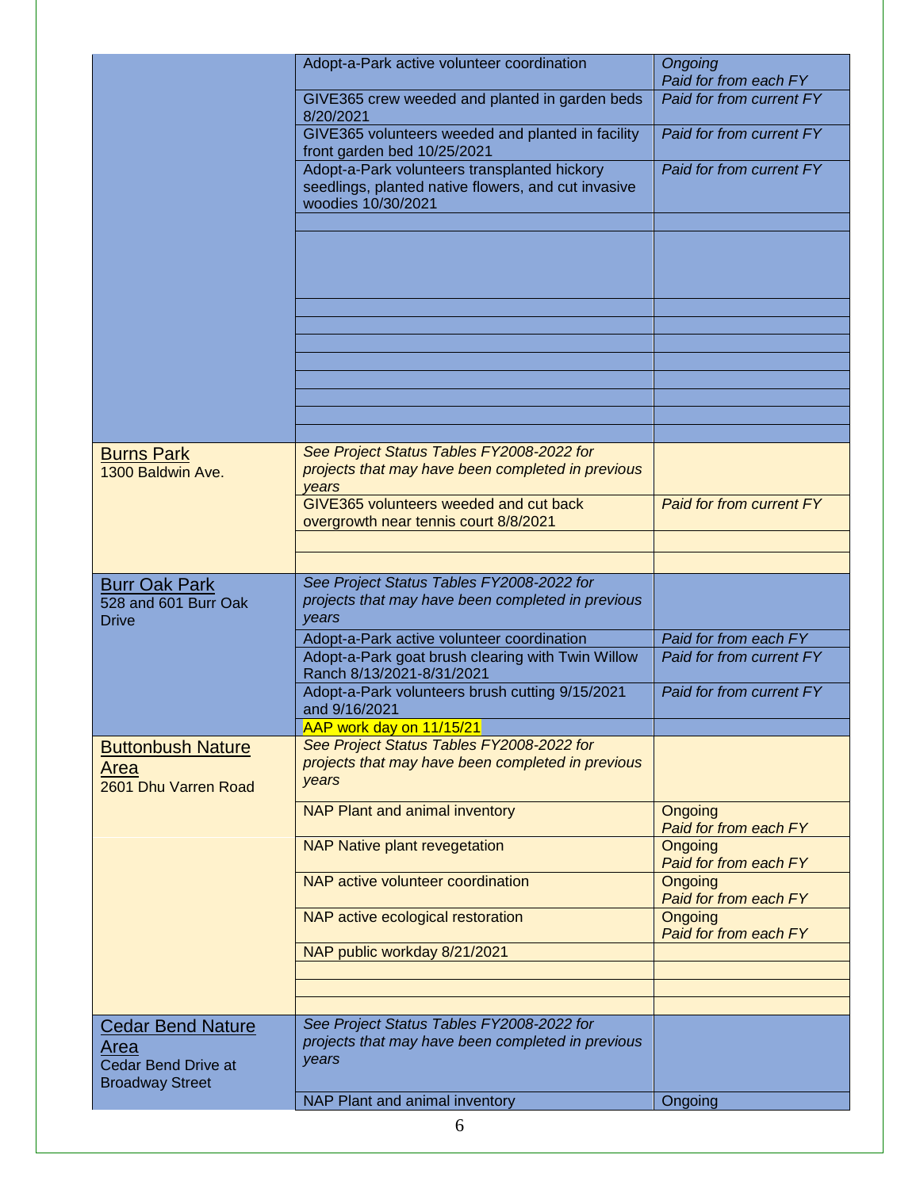| | | |
|---|---|---|
| | Adopt-a-Park active volunteer coordination | *Ongoing Paid for from each FY* |
| | GIVE365 crew weeded and planted in garden beds 8/20/2021 | *Paid for from current FY* |
| | GIVE365 volunteers weeded and planted in facility front garden bed 10/25/2021 | *Paid for from current FY* |
| | Adopt-a-Park volunteers transplanted hickory seedlings, planted native flowers, and cut invasive woodies 10/30/2021 | *Paid for from current FY* |
| | | |
| | | |
| | | |
| | | |
| | | |
| | | |
| | | |
| | | |
| | | |
| | | |
| Burns Park 1300 Baldwin Ave. | *See Project Status Tables FY2008-2022 for projects that may have been completed in previous years* | |
| | GIVE365 volunteers weeded and cut back overgrowth near tennis court 8/8/2021 | *Paid for from current FY* |
| | | |
| | | |
| Burr Oak Park 528 and 601 Burr Oak Drive | *See Project Status Tables FY2008-2022 for projects that may have been completed in previous years* | |
| | Adopt-a-Park active volunteer coordination | *Paid for from each FY* |
| | Adopt-a-Park goat brush clearing with Twin Willow Ranch 8/13/2021-8/31/2021 | *Paid for from current FY* |
| | Adopt-a-Park volunteers brush cutting 9/15/2021 and 9/16/2021 | *Paid for from current FY* |
| | AAP work day on 11/15/21 | |
| Buttonbush Nature Area 2601 Dhu Varren Road | *See Project Status Tables FY2008-2022 for projects that may have been completed in previous years* | |
| | NAP Plant and animal inventory | Ongoing *Paid for from each FY* |
| | NAP Native plant revegetation | Ongoing *Paid for from each FY* |
| | NAP active volunteer coordination | Ongoing *Paid for from each FY* |
| | NAP active ecological restoration | Ongoing *Paid for from each FY* |
| | NAP public workday 8/21/2021 | |
| | | |
| | | |
| | | |
| Cedar Bend Nature Area Cedar Bend Drive at Broadway Street | *See Project Status Tables FY2008-2022 for projects that may have been completed in previous years* | |
| | NAP Plant and animal inventory | Ongoing |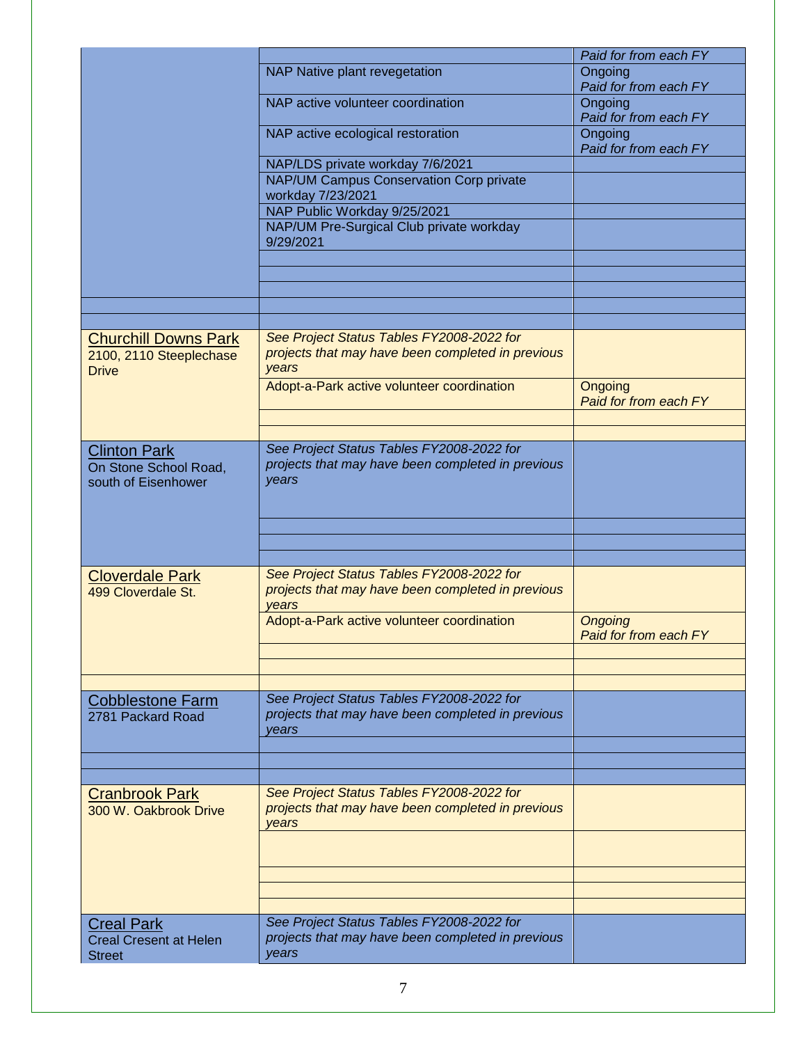| | | |
|---|---|---|
| | | *Paid for from each FY* |
| | NAP Native plant revegetation | Ongoing *Paid for from each FY* |
| | NAP active volunteer coordination | Ongoing *Paid for from each FY* |
| | NAP active ecological restoration | Ongoing *Paid for from each FY* |
| | NAP/LDS private workday 7/6/2021 | |
| | NAP/UM Campus Conservation Corp private workday 7/23/2021 | |
| | NAP Public Workday 9/25/2021 | |
| | NAP/UM Pre-Surgical Club private workday 9/29/2021 | |
| | | |
| | | |
| | | |
| | | |
| | | |
| **Churchill Downs Park** 2100, 2110 Steeplechase Drive | *See Project Status Tables FY2008-2022 for projects that may have been completed in previous years* | |
| | Adopt-a-Park active volunteer coordination | Ongoing *Paid for from each FY* |
| | | |
| | | |
| **Clinton Park** On Stone School Road, south of Eisenhower | *See Project Status Tables FY2008-2022 for projects that may have been completed in previous years* | |
| | | |
| | | |
| | | |
| **Cloverdale Park** 499 Cloverdale St. | *See Project Status Tables FY2008-2022 for projects that may have been completed in previous years* | |
| | Adopt-a-Park active volunteer coordination | *Ongoing Paid for from each FY* |
| | | |
| | | |
| | | |
| **Cobblestone Farm** 2781 Packard Road | *See Project Status Tables FY2008-2022 for projects that may have been completed in previous years* | |
| | | |
| | | |
| | | |
| **Cranbrook Park** 300 W. Oakbrook Drive | *See Project Status Tables FY2008-2022 for projects that may have been completed in previous years* | |
| | | |
| | | |
| | | |
| | | |
| **Creal Park** Creal Cresent at Helen Street | *See Project Status Tables FY2008-2022 for projects that may have been completed in previous years* | |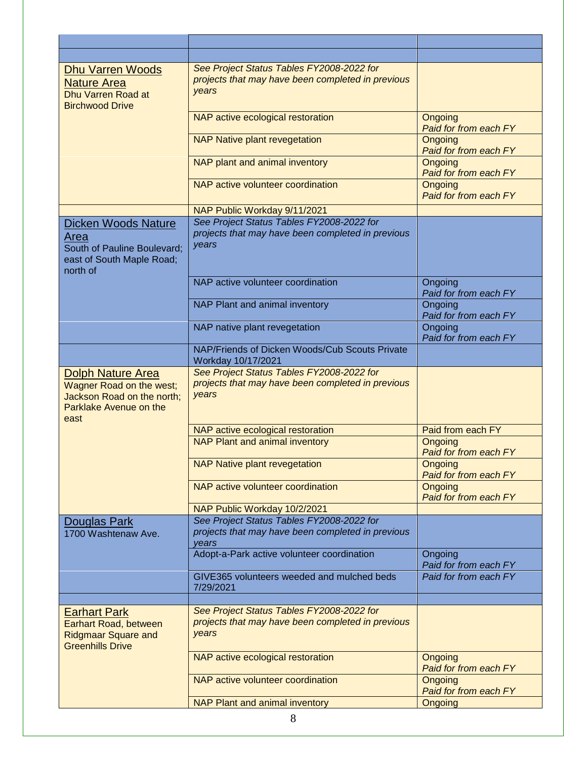| | | |
|---|---|---|
| | | |
| **Dhu Varren Woods Nature Area** Dhu Varren Road at Birchwood Drive | *See Project Status Tables FY2008-2022 for projects that may have been completed in previous years* | |
| | NAP active ecological restoration | Ongoing *Paid for from each FY* |
| | NAP Native plant revegetation | Ongoing *Paid for from each FY* |
| | NAP plant and animal inventory | Ongoing *Paid for from each FY* |
| | NAP active volunteer coordination | Ongoing *Paid for from each FY* |
| | NAP Public Workday 9/11/2021 | |
| **Dicken Woods Nature Area** South of Pauline Boulevard; east of South Maple Road; north of | *See Project Status Tables FY2008-2022 for projects that may have been completed in previous years* | |
| | NAP active volunteer coordination | Ongoing *Paid for from each FY* |
| | NAP Plant and animal inventory | Ongoing *Paid for from each FY* |
| | NAP native plant revegetation | Ongoing *Paid for from each FY* |
| | NAP/Friends of Dicken Woods/Cub Scouts Private Workday 10/17/2021 | |
| **Dolph Nature Area** Wagner Road on the west; Jackson Road on the north; Parklake Avenue on the east | *See Project Status Tables FY2008-2022 for projects that may have been completed in previous years* | |
| | NAP active ecological restoration | Paid from each FY |
| | NAP Plant and animal inventory | Ongoing *Paid for from each FY* |
| | NAP Native plant revegetation | Ongoing *Paid for from each FY* |
| | NAP active volunteer coordination | Ongoing *Paid for from each FY* |
| | NAP Public Workday 10/2/2021 | |
| **Douglas Park** 1700 Washtenaw Ave. | *See Project Status Tables FY2008-2022 for projects that may have been completed in previous years* | |
| | Adopt-a-Park active volunteer coordination | Ongoing *Paid for from each FY* |
| | GIVE365 volunteers weeded and mulched beds 7/29/2021 | *Paid for from each FY* |
| | | |
| **Earhart Park** Earhart Road, between Ridgmaar Square and Greenhills Drive | *See Project Status Tables FY2008-2022 for projects that may have been completed in previous years* | |
| | NAP active ecological restoration | Ongoing *Paid for from each FY* |
| | NAP active volunteer coordination | Ongoing *Paid for from each FY* |
| | NAP Plant and animal inventory | Ongoing |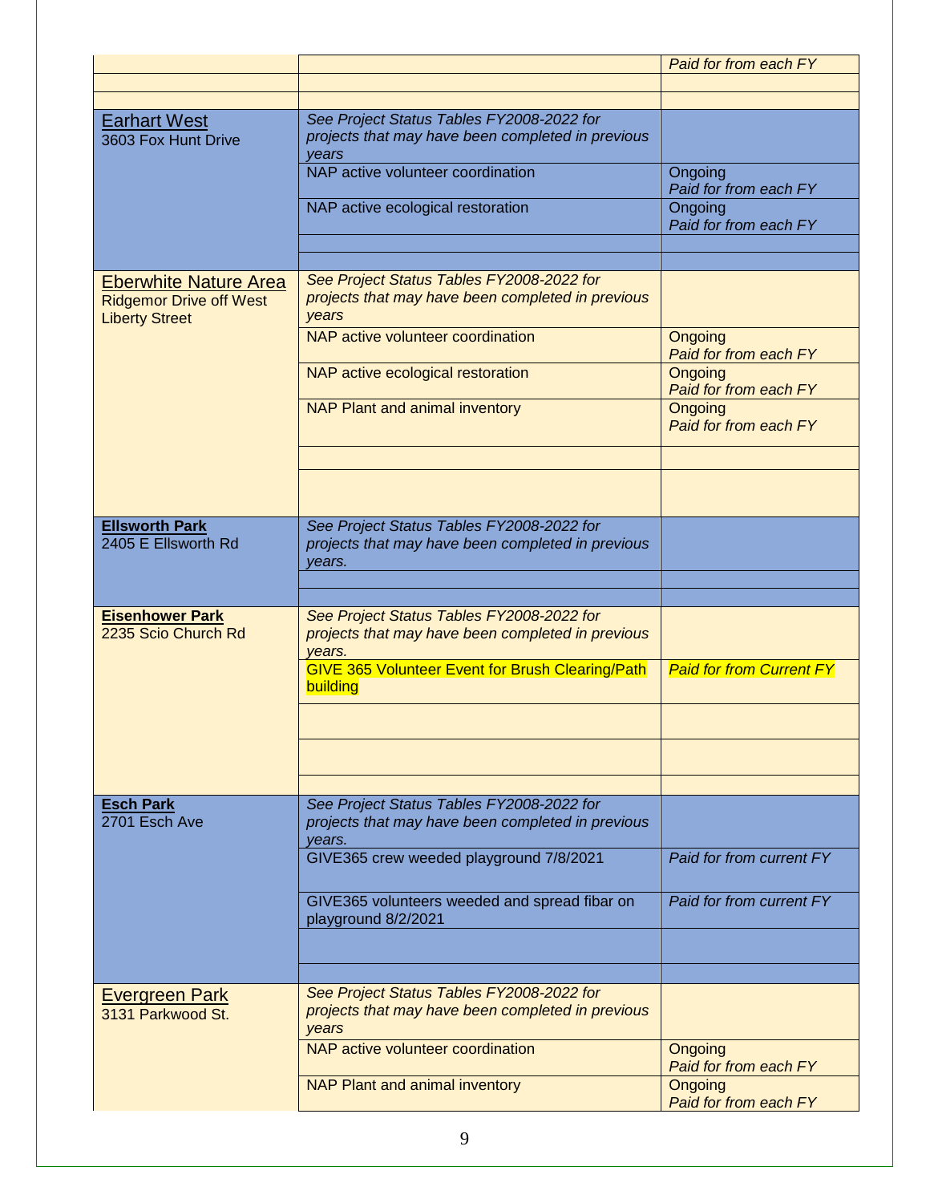| | | |
|---|---|---|
| | | *Paid for from each FY* |
| | | |
| | | |
| Earhart West<br>3603 Fox Hunt Drive | *See Project Status Tables FY2008-2022 for projects that may have been completed in previous years* | |
| | NAP active volunteer coordination | Ongoing<br>*Paid for from each FY* |
| | NAP active ecological restoration | Ongoing<br>*Paid for from each FY* |
| | | |
| | | |
| Eberwhite Nature Area<br>Ridgemor Drive off West Liberty Street | *See Project Status Tables FY2008-2022 for projects that may have been completed in previous years* | |
| | NAP active volunteer coordination | Ongoing<br>*Paid for from each FY* |
| | NAP active ecological restoration | Ongoing<br>*Paid for from each FY* |
| | NAP Plant and animal inventory | Ongoing<br>*Paid for from each FY* |
| | | |
| | | |
| **Ellsworth Park**<br>2405 E Ellsworth Rd | *See Project Status Tables FY2008-2022 for projects that may have been completed in previous years.* | |
| | | |
| | | |
| **Eisenhower Park**<br>2235 Scio Church Rd | *See Project Status Tables FY2008-2022 for projects that may have been completed in previous years.* | |
| | GIVE 365 Volunteer Event for Brush Clearing/Path building | *Paid for from Current FY* |
| | | |
| | | |
| | | |
| **Esch Park**<br>2701 Esch Ave | *See Project Status Tables FY2008-2022 for projects that may have been completed in previous years.* | |
| | GIVE365 crew weeded playground 7/8/2021 | *Paid for from current FY* |
| | GIVE365 volunteers weeded and spread fibar on playground 8/2/2021 | *Paid for from current FY* |
| | | |
| | | |
| Evergreen Park<br>3131 Parkwood St. | *See Project Status Tables FY2008-2022 for projects that may have been completed in previous years* | |
| | NAP active volunteer coordination | Ongoing<br>*Paid for from each FY* |
| | NAP Plant and animal inventory | Ongoing<br>*Paid for from each FY* |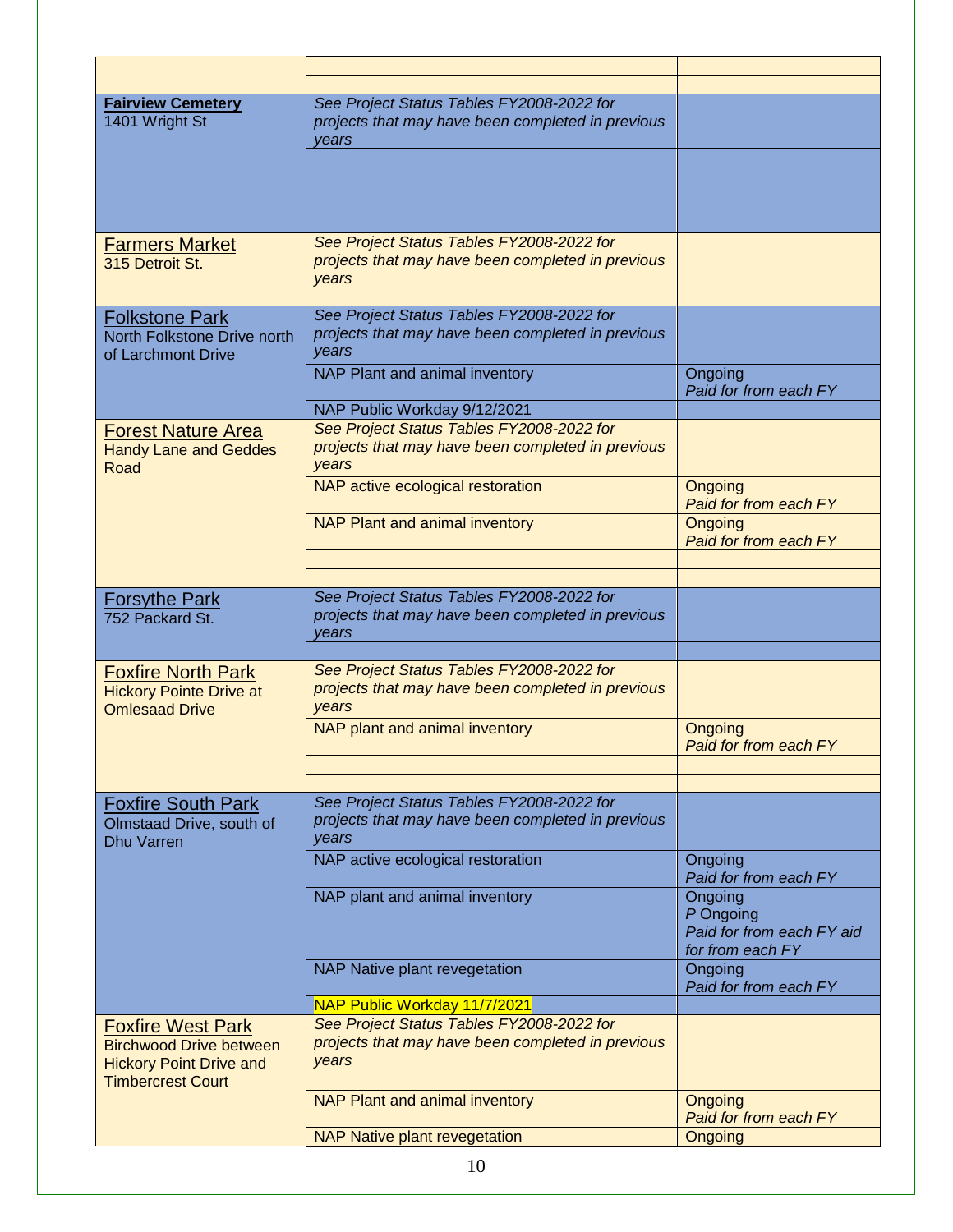| | | |
|---|---|---|
| | | |
| | | |
| **Fairview Cemetery**<br>1401 Wright St | *See Project Status Tables FY2008-2022 for projects that may have been completed in previous years* | |
| | | |
| | | |
| | | |
| Farmers Market<br>315 Detroit St. | *See Project Status Tables FY2008-2022 for projects that may have been completed in previous years* | |
| | | |
| Folkstone Park<br>North Folkstone Drive north of Larchmont Drive | *See Project Status Tables FY2008-2022 for projects that may have been completed in previous years* | |
| | NAP Plant and animal inventory | Ongoing<br>*Paid for from each FY* |
| | NAP Public Workday 9/12/2021 | |
| Forest Nature Area<br>Handy Lane and Geddes Road | *See Project Status Tables FY2008-2022 for projects that may have been completed in previous years* | |
| | NAP active ecological restoration | Ongoing<br>*Paid for from each FY* |
| | NAP Plant and animal inventory | Ongoing<br>*Paid for from each FY* |
| | | |
| | | |
| Forsythe Park<br>752 Packard St. | *See Project Status Tables FY2008-2022 for projects that may have been completed in previous years* | |
| | | |
| Foxfire North Park<br>Hickory Pointe Drive at Omlesaad Drive | *See Project Status Tables FY2008-2022 for projects that may have been completed in previous years* | |
| | NAP plant and animal inventory | Ongoing<br>*Paid for from each FY* |
| | | |
| | | |
| Foxfire South Park<br>Olmstaad Drive, south of Dhu Varren | *See Project Status Tables FY2008-2022 for projects that may have been completed in previous years* | |
| | NAP active ecological restoration | Ongoing<br>*Paid for from each FY* |
| | NAP plant and animal inventory | Ongoing<br>*P* Ongoing<br>*Paid for from each FY aid for from each FY* |
| | NAP Native plant revegetation | Ongoing<br>*Paid for from each FY* |
| | NAP Public Workday 11/7/2021 | |
| Foxfire West Park<br>Birchwood Drive between Hickory Point Drive and Timbercrest Court | *See Project Status Tables FY2008-2022 for projects that may have been completed in previous years* | |
| | NAP Plant and animal inventory | Ongoing<br>*Paid for from each FY* |
| | NAP Native plant revegetation | Ongoing |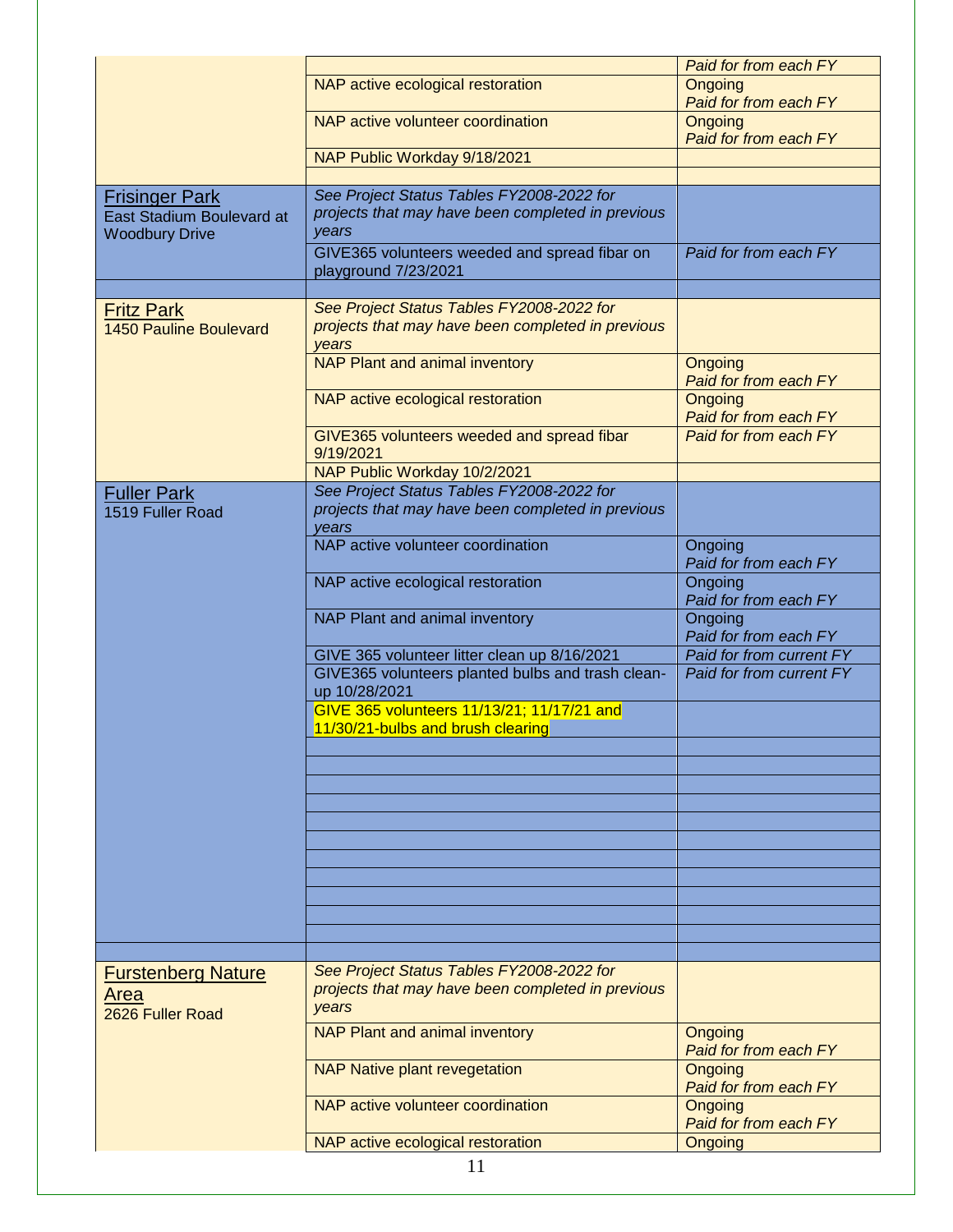| | | |
|---|---|---|
| | | *Paid for from each FY* |
| | NAP active ecological restoration | Ongoing *Paid for from each FY* |
| | NAP active volunteer coordination | Ongoing *Paid for from each FY* |
| | NAP Public Workday 9/18/2021 | |
| | | |
| Frisinger Park East Stadium Boulevard at Woodbury Drive | *See Project Status Tables FY2008-2022 for projects that may have been completed in previous years* | |
| | GIVE365 volunteers weeded and spread fibar on playground 7/23/2021 | *Paid for from each FY* |
| | | |
| Fritz Park 1450 Pauline Boulevard | *See Project Status Tables FY2008-2022 for projects that may have been completed in previous years* | |
| | NAP Plant and animal inventory | Ongoing *Paid for from each FY* |
| | NAP active ecological restoration | Ongoing *Paid for from each FY* |
| | GIVE365 volunteers weeded and spread fibar 9/19/2021 | *Paid for from each FY* |
| | NAP Public Workday 10/2/2021 | |
| Fuller Park 1519 Fuller Road | *See Project Status Tables FY2008-2022 for projects that may have been completed in previous years* | |
| | NAP active volunteer coordination | Ongoing *Paid for from each FY* |
| | NAP active ecological restoration | Ongoing *Paid for from each FY* |
| | NAP Plant and animal inventory | Ongoing *Paid for from each FY* |
| | GIVE 365 volunteer litter clean up 8/16/2021 | *Paid for from current FY* |
| | GIVE365 volunteers planted bulbs and trash clean-up 10/28/2021 | *Paid for from current FY* |
| | GIVE 365 volunteers 11/13/21; 11/17/21 and 11/30/21-bulbs and brush clearing | |
| | | |
| | | |
| | | |
| | | |
| | | |
| | | |
| | | |
| | | |
| | | |
| | | |
| | | |
| | | |
| Furstenberg Nature Area 2626 Fuller Road | *See Project Status Tables FY2008-2022 for projects that may have been completed in previous years* | |
| | NAP Plant and animal inventory | Ongoing *Paid for from each FY* |
| | NAP Native plant revegetation | Ongoing *Paid for from each FY* |
| | NAP active volunteer coordination | Ongoing *Paid for from each FY* |
| | NAP active ecological restoration | Ongoing |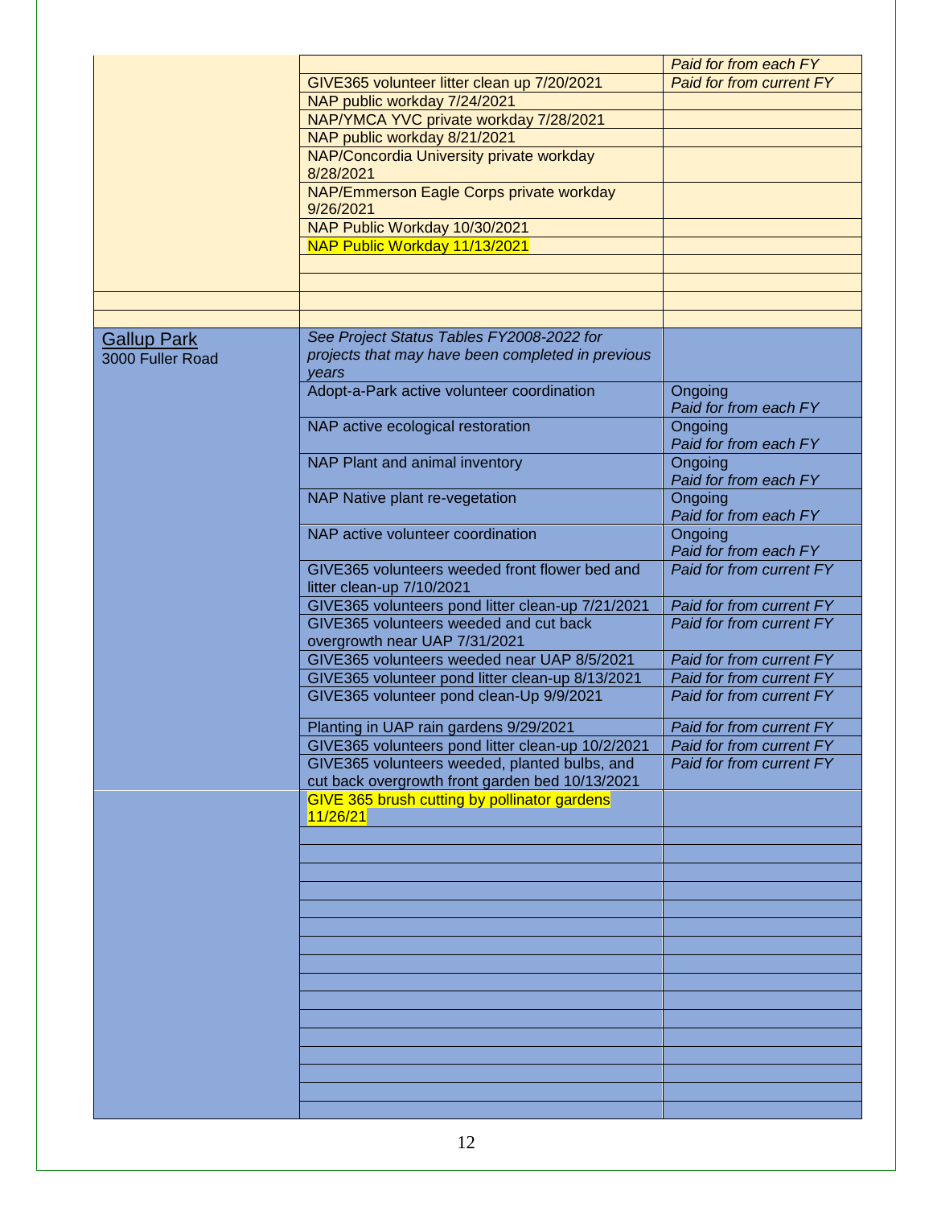| | | |
|---|---|---|
| | | *Paid for from each FY* |
| | GIVE365 volunteer litter clean up 7/20/2021 | *Paid for from current FY* |
| | NAP public workday 7/24/2021 | |
| | NAP/YMCA YVC private workday 7/28/2021 | |
| | NAP public workday 8/21/2021 | |
| | NAP/Concordia University private workday 8/28/2021 | |
| | NAP/Emmerson Eagle Corps private workday 9/26/2021 | |
| | NAP Public Workday 10/30/2021 | |
| | NAP Public Workday 11/13/2021 | |
| | | |
| | | |
| | | |
| | | |
| Gallup Park<br>3000 Fuller Road | *See Project Status Tables FY2008-2022 for projects that may have been completed in previous years* | |
| | Adopt-a-Park active volunteer coordination | Ongoing<br>*Paid for from each FY* |
| | NAP active ecological restoration | Ongoing<br>*Paid for from each FY* |
| | NAP Plant and animal inventory | Ongoing<br>*Paid for from each FY* |
| | NAP Native plant re-vegetation | Ongoing<br>*Paid for from each FY* |
| | NAP active volunteer coordination | Ongoing<br>*Paid for from each FY* |
| | GIVE365 volunteers weeded front flower bed and litter clean-up 7/10/2021 | *Paid for from current FY* |
| | GIVE365 volunteers pond litter clean-up 7/21/2021 | *Paid for from current FY* |
| | GIVE365 volunteers weeded and cut back overgrowth near UAP 7/31/2021 | *Paid for from current FY* |
| | GIVE365 volunteers weeded near UAP 8/5/2021 | *Paid for from current FY* |
| | GIVE365 volunteer pond litter clean-up 8/13/2021 | *Paid for from current FY* |
| | GIVE365 volunteer pond clean-Up 9/9/2021 | *Paid for from current FY* |
| | Planting in UAP rain gardens 9/29/2021 | *Paid for from current FY* |
| | GIVE365 volunteers pond litter clean-up 10/2/2021 | *Paid for from current FY* |
| | GIVE365 volunteers weeded, planted bulbs, and cut back overgrowth front garden bed 10/13/2021 | *Paid for from current FY* |
| | GIVE 365 brush cutting by pollinator gardens 11/26/21 | |
| | | |
| | | |
| | | |
| | | |
| | | |
| | | |
| | | |
| | | |
| | | |
| | | |
| | | |
| | | |
| | | |
| | | |
| | | |
| | | |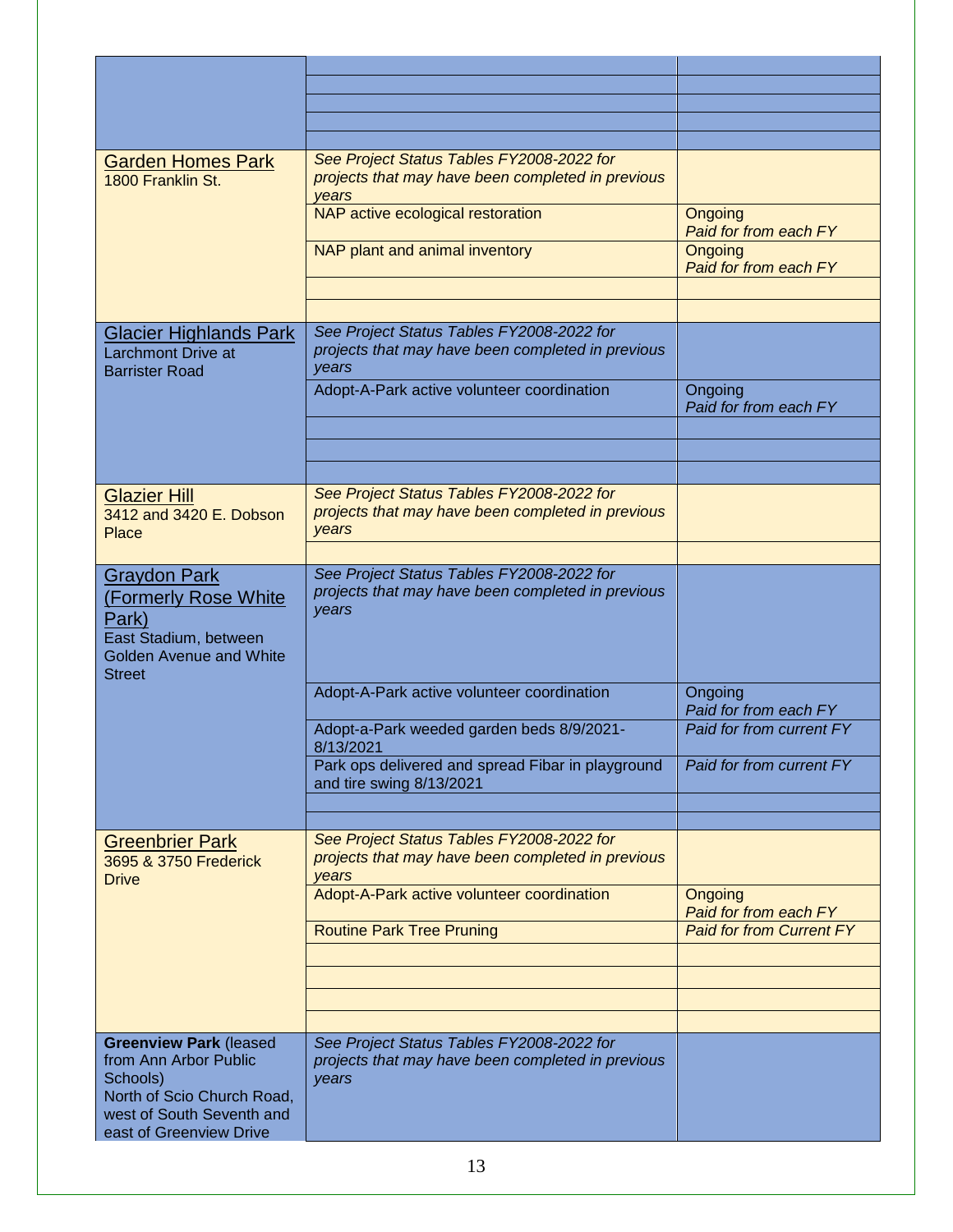| | | |
|---|---|---|
| | | |
| | | |
| | | |
| | | |
| | | |
| Garden Homes Park<br>1800 Franklin St. | *See Project Status Tables FY2008-2022 for projects that may have been completed in previous years* | |
| | NAP active ecological restoration | Ongoing<br>*Paid for from each FY* |
| | NAP plant and animal inventory | Ongoing<br>*Paid for from each FY* |
| | | |
| | | |
| Glacier Highlands Park<br>Larchmont Drive at Barrister Road | *See Project Status Tables FY2008-2022 for projects that may have been completed in previous years* | |
| | Adopt-A-Park active volunteer coordination | Ongoing<br>*Paid for from each FY* |
| | | |
| | | |
| | | |
| Glazier Hill<br>3412 and 3420 E. Dobson Place | *See Project Status Tables FY2008-2022 for projects that may have been completed in previous years* | |
| | | |
| Graydon Park (Formerly Rose White Park)<br>East Stadium, between Golden Avenue and White Street | *See Project Status Tables FY2008-2022 for projects that may have been completed in previous years* | |
| | Adopt-A-Park active volunteer coordination | Ongoing<br>*Paid for from each FY* |
| | Adopt-a-Park weeded garden beds 8/9/2021-8/13/2021 | *Paid for from current FY* |
| | Park ops delivered and spread Fibar in playground and tire swing 8/13/2021 | *Paid for from current FY* |
| | | |
| | | |
| Greenbrier Park<br>3695 & 3750 Frederick Drive | *See Project Status Tables FY2008-2022 for projects that may have been completed in previous years* | |
| | Adopt-A-Park active volunteer coordination | Ongoing<br>*Paid for from each FY* |
| | Routine Park Tree Pruning | *Paid for from Current FY* |
| | | |
| | | |
| | | |
| | | |
| **Greenview Park** (leased from Ann Arbor Public Schools)<br>North of Scio Church Road, west of South Seventh and east of Greenview Drive | *See Project Status Tables FY2008-2022 for projects that may have been completed in previous years* | |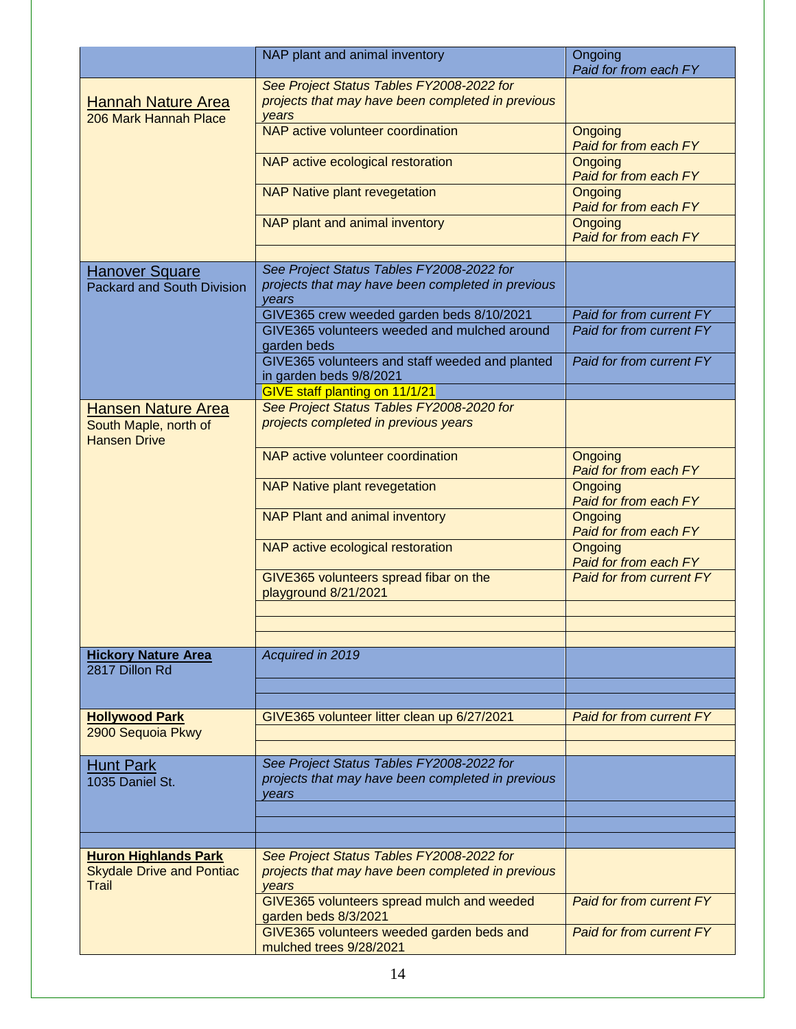| | | |
|---|---|---|
| | NAP plant and animal inventory | Ongoing *Paid for from each FY* |
| Hannah Nature Area 206 Mark Hannah Place | *See Project Status Tables FY2008-2022 for projects that may have been completed in previous years* | |
| | NAP active volunteer coordination | Ongoing *Paid for from each FY* |
| | NAP active ecological restoration | Ongoing *Paid for from each FY* |
| | NAP Native plant revegetation | Ongoing *Paid for from each FY* |
| | NAP plant and animal inventory | Ongoing *Paid for from each FY* |
| | | |
| Hanover Square Packard and South Division | *See Project Status Tables FY2008-2022 for projects that may have been completed in previous years* | |
| | GIVE365 crew weeded garden beds 8/10/2021 | *Paid for from current FY* |
| | GIVE365 volunteers weeded and mulched around garden beds | *Paid for from current FY* |
| | GIVE365 volunteers and staff weeded and planted in garden beds 9/8/2021 | *Paid for from current FY* |
| | GIVE staff planting on 11/1/21 | |
| Hansen Nature Area South Maple, north of Hansen Drive | *See Project Status Tables FY2008-2020 for projects completed in previous years* | |
| | NAP active volunteer coordination | Ongoing *Paid for from each FY* |
| | NAP Native plant revegetation | Ongoing *Paid for from each FY* |
| | NAP Plant and animal inventory | Ongoing *Paid for from each FY* |
| | NAP active ecological restoration | Ongoing *Paid for from each FY* |
| | GIVE365 volunteers spread fibar on the playground 8/21/2021 | *Paid for from current FY* |
| | | |
| | | |
| | | |
| **Hickory Nature Area** 2817 Dillon Rd | *Acquired in 2019* | |
| | | |
| | | |
| **Hollywood Park** 2900 Sequoia Pkwy | GIVE365 volunteer litter clean up 6/27/2021 | *Paid for from current FY* |
| | | |
| | | |
| Hunt Park 1035 Daniel St. | *See Project Status Tables FY2008-2022 for projects that may have been completed in previous years* | |
| | | |
| | | |
| | | |
| **Huron Highlands Park** Skydale Drive and Pontiac Trail | *See Project Status Tables FY2008-2022 for projects that may have been completed in previous years* | |
| | GIVE365 volunteers spread mulch and weeded garden beds 8/3/2021 | *Paid for from current FY* |
| | GIVE365 volunteers weeded garden beds and mulched trees 9/28/2021 | *Paid for from current FY* |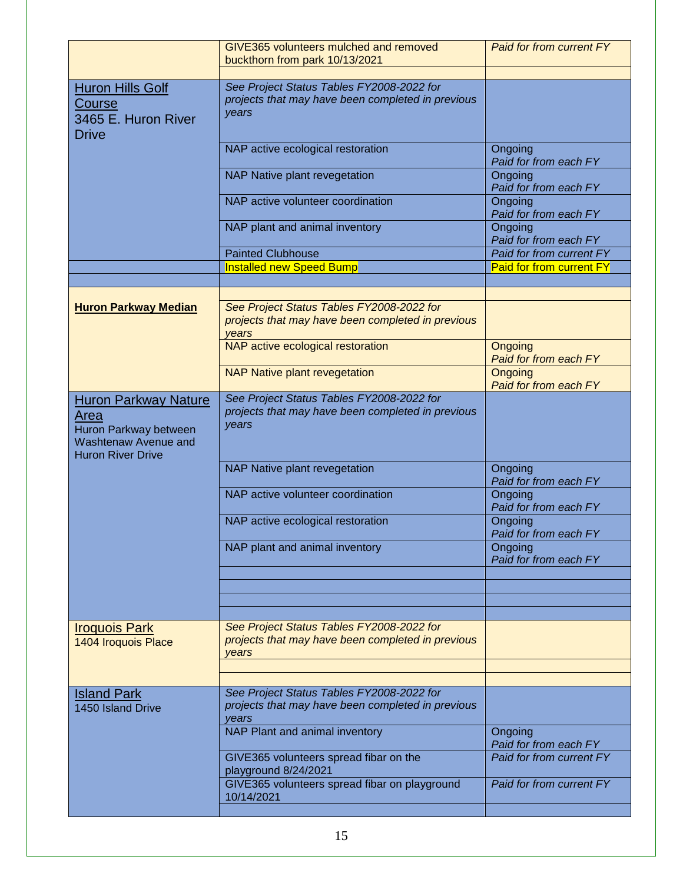| | | |
|---|---|---|
| | GIVE365 volunteers mulched and removed buckthorn from park 10/13/2021 | *Paid for from current FY* |
| | | |
| Huron Hills Golf Course<br>3465 E. Huron River Drive | *See Project Status Tables FY2008-2022 for projects that may have been completed in previous years* | |
| | NAP active ecological restoration | Ongoing<br>*Paid for from each FY* |
| | NAP Native plant revegetation | Ongoing<br>*Paid for from each FY* |
| | NAP active volunteer coordination | Ongoing<br>*Paid for from each FY* |
| | NAP plant and animal inventory | Ongoing<br>*Paid for from each FY* |
| | Painted Clubhouse | *Paid for from current FY* |
| | Installed new Speed Bump | Paid for from current FY |
| | | |
| | | |
| **Huron Parkway Median** | *See Project Status Tables FY2008-2022 for projects that may have been completed in previous years* | |
| | NAP active ecological restoration | Ongoing<br>*Paid for from each FY* |
| | NAP Native plant revegetation | Ongoing<br>*Paid for from each FY* |
| Huron Parkway Nature Area<br>Huron Parkway between Washtenaw Avenue and Huron River Drive | *See Project Status Tables FY2008-2022 for projects that may have been completed in previous years* | |
| | NAP Native plant revegetation | Ongoing<br>*Paid for from each FY* |
| | NAP active volunteer coordination | Ongoing<br>*Paid for from each FY* |
| | NAP active ecological restoration | Ongoing<br>*Paid for from each FY* |
| | NAP plant and animal inventory | Ongoing<br>*Paid for from each FY* |
| | | |
| | | |
| | | |
| | | |
| Iroquois Park<br>1404 Iroquois Place | *See Project Status Tables FY2008-2022 for projects that may have been completed in previous years* | |
| | | |
| | | |
| Island Park<br>1450 Island Drive | *See Project Status Tables FY2008-2022 for projects that may have been completed in previous years* | |
| | NAP Plant and animal inventory | Ongoing<br>*Paid for from each FY* |
| | GIVE365 volunteers spread fibar on the playground 8/24/2021 | *Paid for from current FY* |
| | GIVE365 volunteers spread fibar on playground 10/14/2021 | *Paid for from current FY* |
| | | |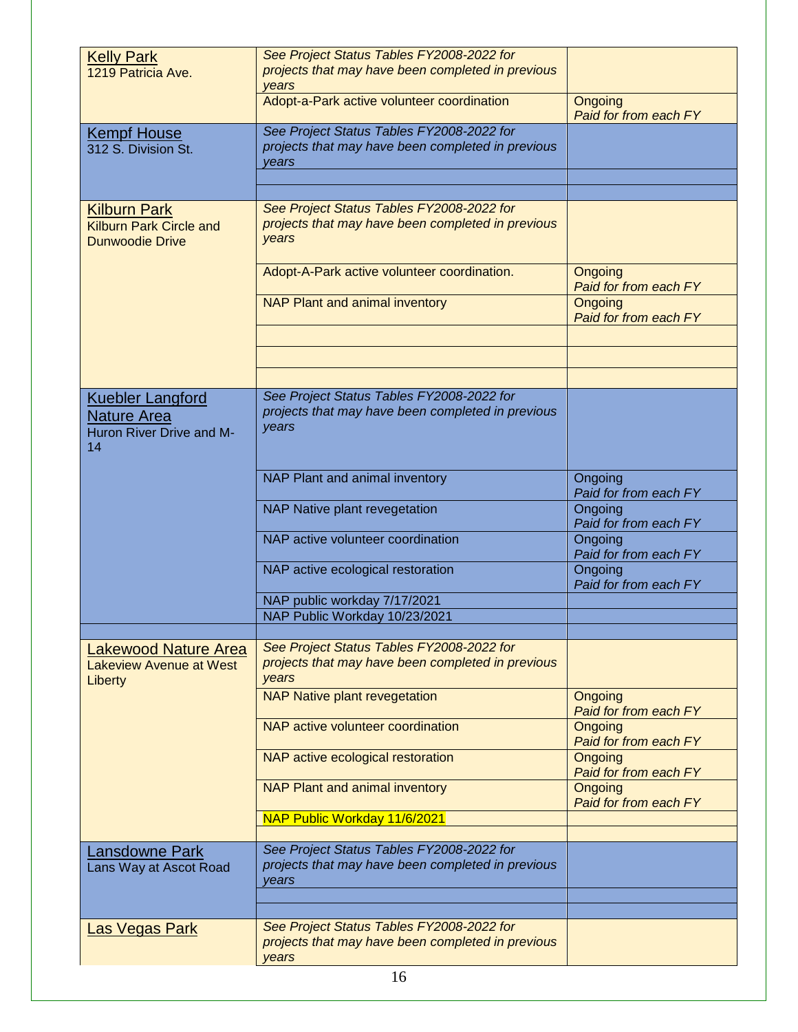| | | |
|---|---|---|
| Kelly Park<br>1219 Patricia Ave. | *See Project Status Tables FY2008-2022 for projects that may have been completed in previous years* | |
| | Adopt-a-Park active volunteer coordination | Ongoing<br>*Paid for from each FY* |
| Kempf House<br>312 S. Division St. | *See Project Status Tables FY2008-2022 for projects that may have been completed in previous years* | |
| | | |
| | | |
| Kilburn Park<br>Kilburn Park Circle and Dunwoodie Drive | *See Project Status Tables FY2008-2022 for projects that may have been completed in previous years* | |
| | Adopt-A-Park active volunteer coordination. | Ongoing<br>*Paid for from each FY* |
| | NAP Plant and animal inventory | Ongoing<br>*Paid for from each FY* |
| | | |
| | | |
| | | |
| Kuebler Langford Nature Area<br>Huron River Drive and M-14 | *See Project Status Tables FY2008-2022 for projects that may have been completed in previous years* | |
| | NAP Plant and animal inventory | Ongoing<br>*Paid for from each FY* |
| | NAP Native plant revegetation | Ongoing<br>*Paid for from each FY* |
| | NAP active volunteer coordination | Ongoing<br>*Paid for from each FY* |
| | NAP active ecological restoration | Ongoing<br>*Paid for from each FY* |
| | NAP public workday 7/17/2021 | |
| | NAP Public Workday 10/23/2021 | |
| | | |
| Lakewood Nature Area<br>Lakeview Avenue at West Liberty | *See Project Status Tables FY2008-2022 for projects that may have been completed in previous years* | |
| | NAP Native plant revegetation | Ongoing<br>*Paid for from each FY* |
| | NAP active volunteer coordination | Ongoing<br>*Paid for from each FY* |
| | NAP active ecological restoration | Ongoing<br>*Paid for from each FY* |
| | NAP Plant and animal inventory | Ongoing<br>*Paid for from each FY* |
| | NAP Public Workday 11/6/2021 | |
| | | |
| Lansdowne Park<br>Lans Way at Ascot Road | *See Project Status Tables FY2008-2022 for projects that may have been completed in previous years* | |
| | | |
| | | |
| Las Vegas Park | *See Project Status Tables FY2008-2022 for projects that may have been completed in previous years* | |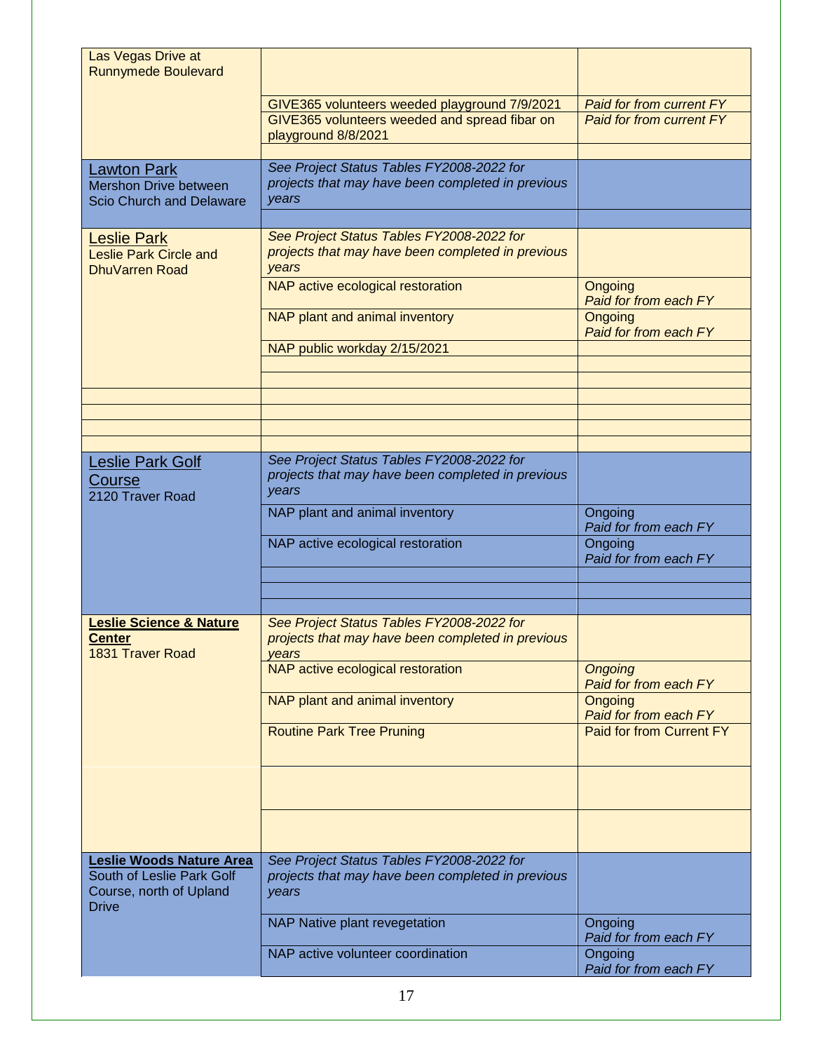| | | |
|---|---|---|
| Las Vegas Drive at Runnymede Boulevard | | |
| | GIVE365 volunteers weeded playground 7/9/2021 | *Paid for from current FY* |
| | GIVE365 volunteers weeded and spread fibar on playground 8/8/2021 | *Paid for from current FY* |
| | | |
| Lawton Park<br>Mershon Drive between Scio Church and Delaware | *See Project Status Tables FY2008-2022 for projects that may have been completed in previous years* | |
| | | |
| Leslie Park<br>Leslie Park Circle and DhuVarren Road | *See Project Status Tables FY2008-2022 for projects that may have been completed in previous years* | |
| | NAP active ecological restoration | Ongoing<br>*Paid for from each FY* |
| | NAP plant and animal inventory | Ongoing<br>*Paid for from each FY* |
| | NAP public workday 2/15/2021 | |
| | | |
| | | |
| | | |
| | | |
| | | |
| | | |
| Leslie Park Golf Course<br>2120 Traver Road | *See Project Status Tables FY2008-2022 for projects that may have been completed in previous years* | |
| | NAP plant and animal inventory | Ongoing<br>*Paid for from each FY* |
| | NAP active ecological restoration | Ongoing<br>*Paid for from each FY* |
| | | |
| | | |
| | | |
| **Leslie Science & Nature Center**<br>1831 Traver Road | *See Project Status Tables FY2008-2022 for projects that may have been completed in previous years* | |
| | NAP active ecological restoration | *Ongoing*<br>*Paid for from each FY* |
| | NAP plant and animal inventory | Ongoing<br>*Paid for from each FY* |
| | Routine Park Tree Pruning | Paid for from Current FY |
| | | |
| | | |
| **Leslie Woods Nature Area**<br>South of Leslie Park Golf Course, north of Upland Drive | *See Project Status Tables FY2008-2022 for projects that may have been completed in previous years* | |
| | NAP Native plant revegetation | Ongoing<br>*Paid for from each FY* |
| | NAP active volunteer coordination | Ongoing<br>*Paid for from each FY* |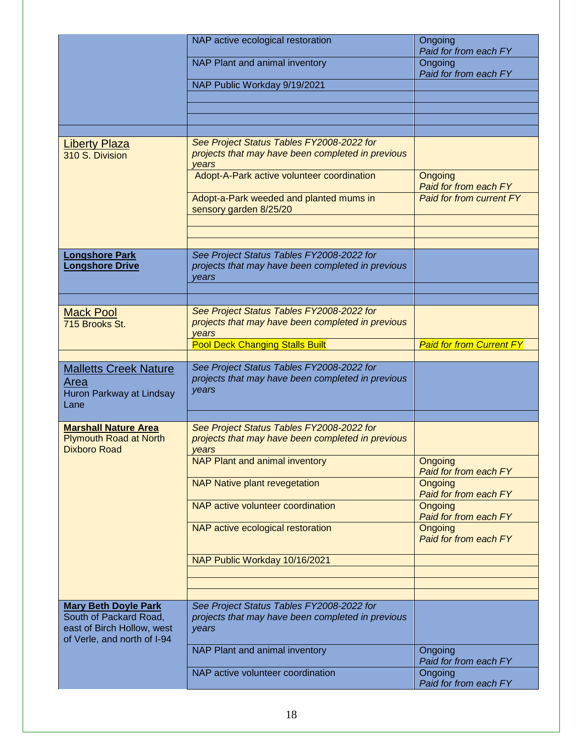| | | |
|---|---|---|
| | NAP active ecological restoration | Ongoing *Paid for from each FY* |
| | NAP Plant and animal inventory | Ongoing *Paid for from each FY* |
| | NAP Public Workday 9/19/2021 | |
| | | |
| | | |
| | | |
| | | |
| Liberty Plaza 310 S. Division | *See Project Status Tables FY2008-2022 for projects that may have been completed in previous years* | |
| | Adopt-A-Park active volunteer coordination | Ongoing *Paid for from each FY* |
| | Adopt-a-Park weeded and planted mums in sensory garden 8/25/20 | *Paid for from current FY* |
| | | |
| | | |
| | | |
| **Longshore Park Longshore Drive** | *See Project Status Tables FY2008-2022 for projects that may have been completed in previous years* | |
| | | |
| | | |
| Mack Pool 715 Brooks St. | *See Project Status Tables FY2008-2022 for projects that may have been completed in previous years* | |
| | Pool Deck Changing Stalls Built | *Paid for from Current FY* |
| | | |
| Malletts Creek Nature Area Huron Parkway at Lindsay Lane | *See Project Status Tables FY2008-2022 for projects that may have been completed in previous years* | |
| | | |
| **Marshall Nature Area** Plymouth Road at North Dixboro Road | *See Project Status Tables FY2008-2022 for projects that may have been completed in previous years* | |
| | NAP Plant and animal inventory | Ongoing *Paid for from each FY* |
| | NAP Native plant revegetation | Ongoing *Paid for from each FY* |
| | NAP active volunteer coordination | Ongoing *Paid for from each FY* |
| | NAP active ecological restoration | Ongoing *Paid for from each FY* |
| | NAP Public Workday 10/16/2021 | |
| | | |
| | | |
| | | |
| **Mary Beth Doyle Park** South of Packard Road, east of Birch Hollow, west of Verle, and north of I-94 | *See Project Status Tables FY2008-2022 for projects that may have been completed in previous years* | |
| | NAP Plant and animal inventory | Ongoing *Paid for from each FY* |
| | NAP active volunteer coordination | Ongoing *Paid for from each FY* |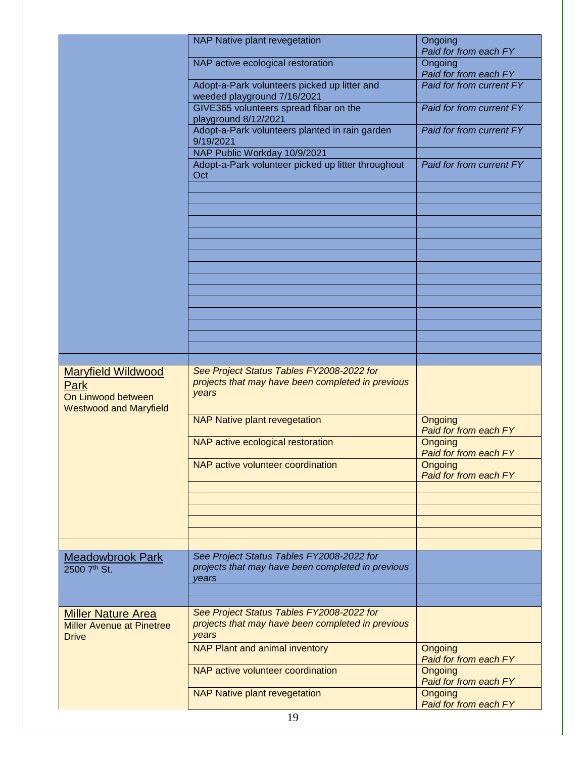| | | |
|---|---|---|
| | NAP Native plant revegetation | Ongoing *Paid for from each FY* |
| | NAP active ecological restoration | Ongoing *Paid for from each FY* |
| | Adopt-a-Park volunteers picked up litter and weeded playground 7/16/2021 | *Paid for from current FY* |
| | GIVE365 volunteers spread fibar on the playground 8/12/2021 | *Paid for from current FY* |
| | Adopt-a-Park volunteers planted in rain garden 9/19/2021 | *Paid for from current FY* |
| | NAP Public Workday 10/9/2021 | |
| | Adopt-a-Park volunteer picked up litter throughout Oct | *Paid for from current FY* |
| | | |
| | | |
| | | |
| | | |
| | | |
| | | |
| | | |
| | | |
| | | |
| | | |
| | | |
| | | |
| | | |
| | | |
| | | |
| | | |
| Maryfield Wildwood Park On Linwood between Westwood and Maryfield | *See Project Status Tables FY2008-2022 for projects that may have been completed in previous years* | |
| | NAP Native plant revegetation | Ongoing *Paid for from each FY* |
| | NAP active ecological restoration | Ongoing *Paid for from each FY* |
| | NAP active volunteer coordination | Ongoing *Paid for from each FY* |
| | | |
| | | |
| | | |
| | | |
| | | |
| | | |
| Meadowbrook Park 2500 7th St. | *See Project Status Tables FY2008-2022 for projects that may have been completed in previous years* | |
| | | |
| | | |
| Miller Nature Area Miller Avenue at Pinetree Drive | *See Project Status Tables FY2008-2022 for projects that may have been completed in previous years* | |
| | NAP Plant and animal inventory | Ongoing *Paid for from each FY* |
| | NAP active volunteer coordination | Ongoing *Paid for from each FY* |
| | NAP Native plant revegetation | Ongoing *Paid for from each FY* |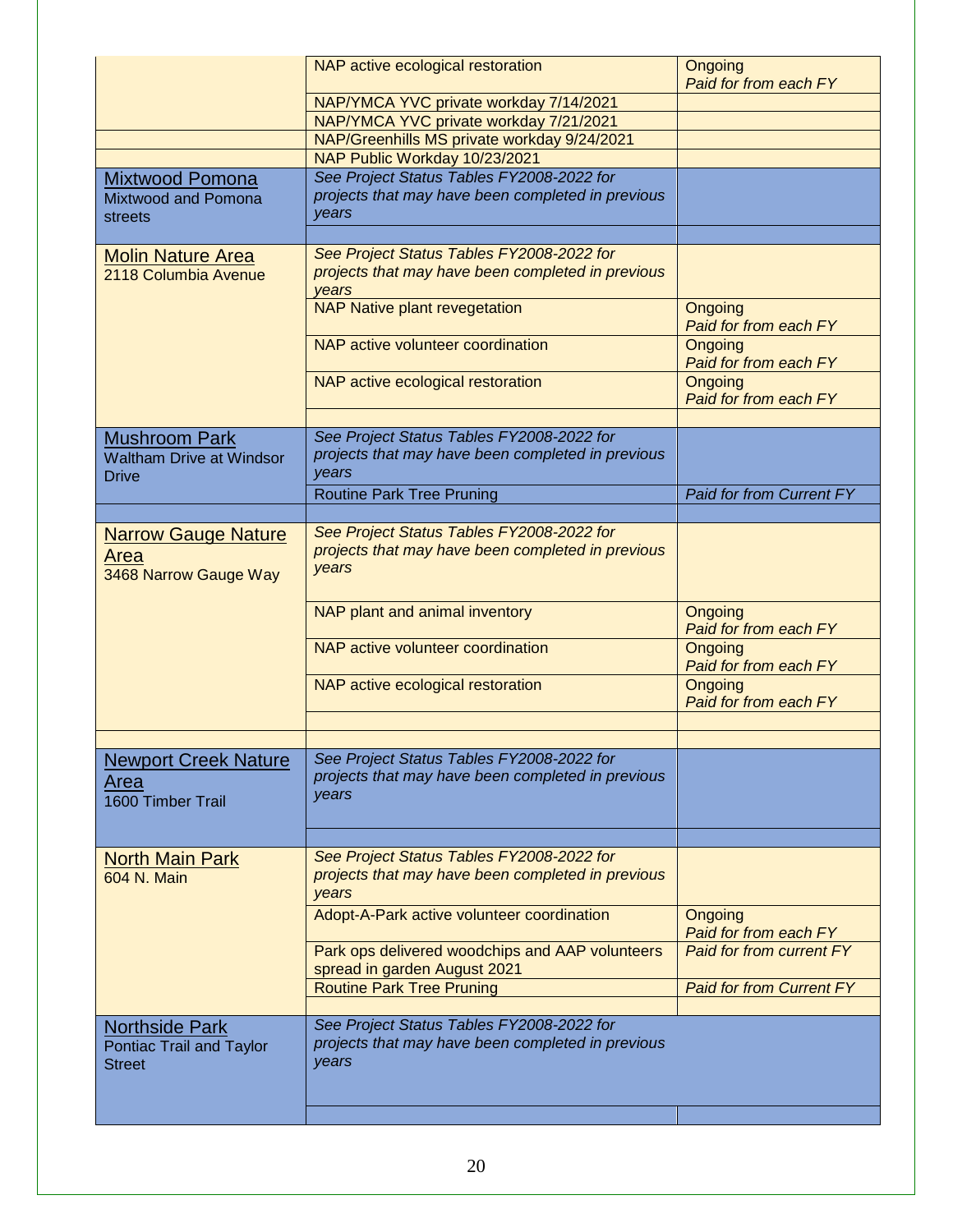| | | |
|---|---|---|
| | NAP active ecological restoration | Ongoing *Paid for from each FY* |
| | NAP/YMCA YVC private workday 7/14/2021 | |
| | NAP/YMCA YVC private workday 7/21/2021 | |
| | NAP/Greenhills MS private workday 9/24/2021 | |
| | NAP Public Workday 10/23/2021 | |
| Mixtwood Pomona<br>Mixtwood and Pomona streets | *See Project Status Tables FY2008-2022 for projects that may have been completed in previous years* | |
| | | |
| Molin Nature Area<br>2118 Columbia Avenue | *See Project Status Tables FY2008-2022 for projects that may have been completed in previous years* | |
| | NAP Native plant revegetation | Ongoing *Paid for from each FY* |
| | NAP active volunteer coordination | Ongoing *Paid for from each FY* |
| | NAP active ecological restoration | Ongoing *Paid for from each FY* |
| | | |
| Mushroom Park<br>Waltham Drive at Windsor Drive | *See Project Status Tables FY2008-2022 for projects that may have been completed in previous years* | |
| | Routine Park Tree Pruning | *Paid for from Current FY* |
| | | |
| Narrow Gauge Nature Area<br>3468 Narrow Gauge Way | *See Project Status Tables FY2008-2022 for projects that may have been completed in previous years* | |
| | NAP plant and animal inventory | Ongoing *Paid for from each FY* |
| | NAP active volunteer coordination | Ongoing *Paid for from each FY* |
| | NAP active ecological restoration | Ongoing *Paid for from each FY* |
| | | |
| | | |
| Newport Creek Nature Area<br>1600 Timber Trail | *See Project Status Tables FY2008-2022 for projects that may have been completed in previous years* | |
| | | |
| North Main Park<br>604 N. Main | *See Project Status Tables FY2008-2022 for projects that may have been completed in previous years* | |
| | Adopt-A-Park active volunteer coordination | Ongoing *Paid for from each FY* |
| | Park ops delivered woodchips and AAP volunteers spread in garden August 2021 | *Paid for from current FY* |
| | Routine Park Tree Pruning | *Paid for from Current FY* |
| | | |
| Northside Park<br>Pontiac Trail and Taylor Street | *See Project Status Tables FY2008-2022 for projects that may have been completed in previous years* | |
| | | |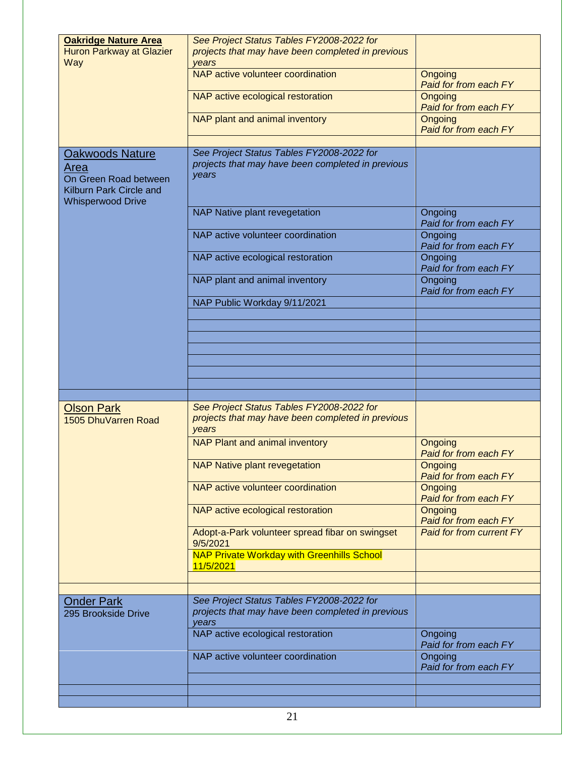| | | |
|---|---|---|
| **Oakridge Nature Area**<br>Huron Parkway at Glazier Way | *See Project Status Tables FY2008-2022 for projects that may have been completed in previous years* | |
| | NAP active volunteer coordination | Ongoing<br>*Paid for from each FY* |
| | NAP active ecological restoration | Ongoing<br>*Paid for from each FY* |
| | NAP plant and animal inventory | Ongoing<br>*Paid for from each FY* |
| | | |
| Oakwoods Nature Area<br>On Green Road between Kilburn Park Circle and Whisperwood Drive | *See Project Status Tables FY2008-2022 for projects that may have been completed in previous years* | |
| | NAP Native plant revegetation | Ongoing<br>*Paid for from each FY* |
| | NAP active volunteer coordination | Ongoing<br>*Paid for from each FY* |
| | NAP active ecological restoration | Ongoing<br>*Paid for from each FY* |
| | NAP plant and animal inventory | Ongoing<br>*Paid for from each FY* |
| | NAP Public Workday 9/11/2021 | |
| | | |
| | | |
| | | |
| | | |
| | | |
| | | |
| | | |
| | | |
| Olson Park<br>1505 DhuVarren Road | *See Project Status Tables FY2008-2022 for projects that may have been completed in previous years* | |
| | NAP Plant and animal inventory | Ongoing<br>*Paid for from each FY* |
| | NAP Native plant revegetation | Ongoing<br>*Paid for from each FY* |
| | NAP active volunteer coordination | Ongoing<br>*Paid for from each FY* |
| | NAP active ecological restoration | Ongoing<br>*Paid for from each FY* |
| | Adopt-a-Park volunteer spread fibar on swingset 9/5/2021 | *Paid for from current FY* |
| | NAP Private Workday with Greenhills School 11/5/2021 | |
| | | |
| | | |
| Onder Park<br>295 Brookside Drive | *See Project Status Tables FY2008-2022 for projects that may have been completed in previous years* | |
| | NAP active ecological restoration | Ongoing<br>*Paid for from each FY* |
| | NAP active volunteer coordination | Ongoing<br>*Paid for from each FY* |
| | | |
| | | |
| | | |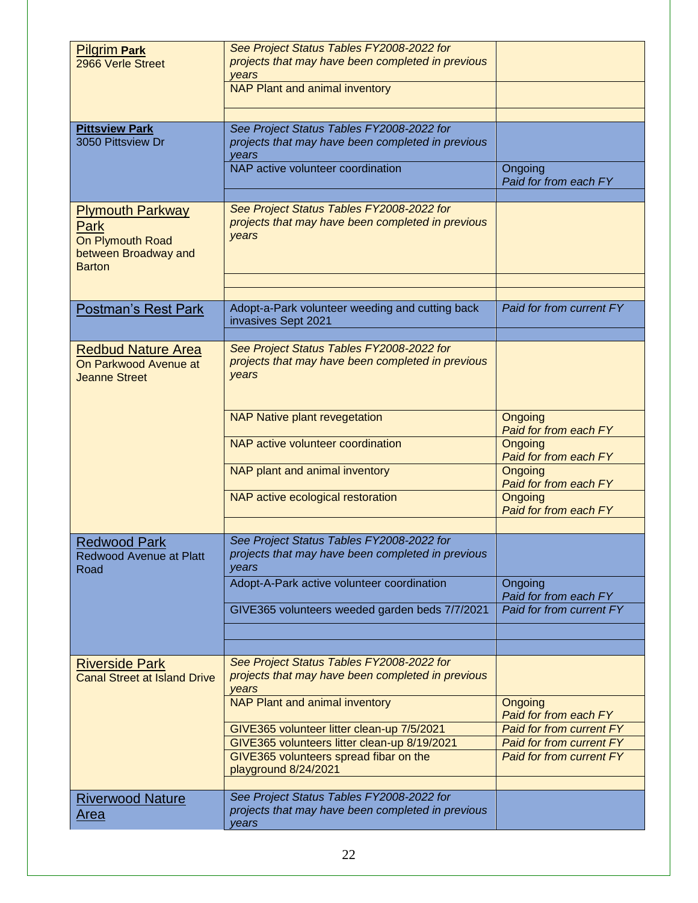| | | |
|---|---|---|
| Pilgrim **Park**<br>2966 Verle Street | *See Project Status Tables FY2008-2022 for projects that may have been completed in previous years* | |
| | NAP Plant and animal inventory | |
| | | |
| **Pittsview Park**<br>3050 Pittsview Dr | *See Project Status Tables FY2008-2022 for projects that may have been completed in previous years* | |
| | NAP active volunteer coordination | Ongoing<br>*Paid for from each FY* |
| | | |
| Plymouth Parkway Park<br>On Plymouth Road between Broadway and Barton | *See Project Status Tables FY2008-2022 for projects that may have been completed in previous years* | |
| | | |
| | | |
| Postman's Rest Park | Adopt-a-Park volunteer weeding and cutting back invasives Sept 2021 | *Paid for from current FY* |
| | | |
| Redbud Nature Area<br>On Parkwood Avenue at Jeanne Street | *See Project Status Tables FY2008-2022 for projects that may have been completed in previous years* | |
| | NAP Native plant revegetation | Ongoing<br>*Paid for from each FY* |
| | NAP active volunteer coordination | Ongoing<br>*Paid for from each FY* |
| | NAP plant and animal inventory | Ongoing<br>*Paid for from each FY* |
| | NAP active ecological restoration | Ongoing<br>*Paid for from each FY* |
| | | |
| Redwood Park<br>Redwood Avenue at Platt Road | *See Project Status Tables FY2008-2022 for projects that may have been completed in previous years* | |
| | Adopt-A-Park active volunteer coordination | Ongoing<br>*Paid for from each FY* |
| | GIVE365 volunteers weeded garden beds 7/7/2021 | *Paid for from current FY* |
| | | |
| | | |
| Riverside Park<br>Canal Street at Island Drive | *See Project Status Tables FY2008-2022 for projects that may have been completed in previous years* | |
| | NAP Plant and animal inventory | Ongoing<br>*Paid for from each FY* |
| | GIVE365 volunteer litter clean-up 7/5/2021 | *Paid for from current FY* |
| | GIVE365 volunteers litter clean-up 8/19/2021 | *Paid for from current FY* |
| | GIVE365 volunteers spread fibar on the playground 8/24/2021 | *Paid for from current FY* |
| | | |
| Riverwood Nature Area | *See Project Status Tables FY2008-2022 for projects that may have been completed in previous years* | |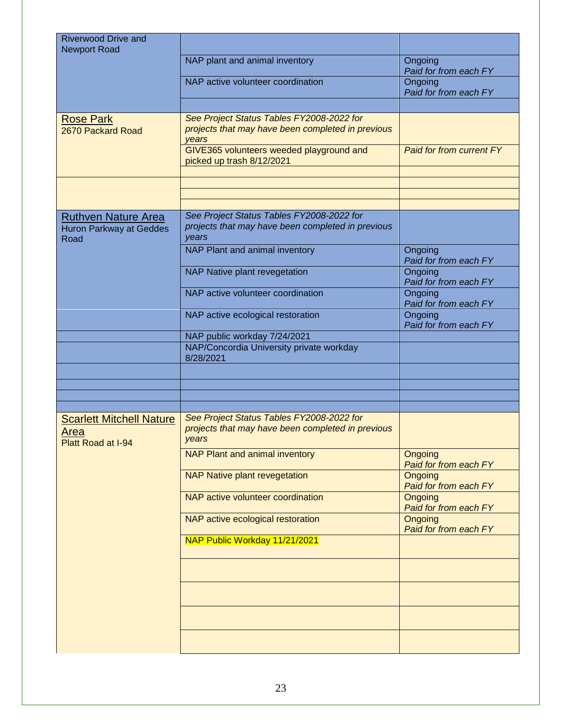| | | |
|---|---|---|
| Riverwood Drive and Newport Road | | |
| | NAP plant and animal inventory | Ongoing *Paid for from each FY* |
| | NAP active volunteer coordination | Ongoing *Paid for from each FY* |
| | | |
| Rose Park 2670 Packard Road | *See Project Status Tables FY2008-2022 for projects that may have been completed in previous years* | |
| | GIVE365 volunteers weeded playground and picked up trash 8/12/2021 | *Paid for from current FY* |
| | | |
| | | |
| | | |
| | | |
| Ruthven Nature Area Huron Parkway at Geddes Road | *See Project Status Tables FY2008-2022 for projects that may have been completed in previous years* | |
| | NAP Plant and animal inventory | Ongoing *Paid for from each FY* |
| | NAP Native plant revegetation | Ongoing *Paid for from each FY* |
| | NAP active volunteer coordination | Ongoing *Paid for from each FY* |
| | NAP active ecological restoration | Ongoing *Paid for from each FY* |
| | NAP public workday 7/24/2021 | |
| | NAP/Concordia University private workday 8/28/2021 | |
| | | |
| | | |
| | | |
| | | |
| Scarlett Mitchell Nature Area Platt Road at I-94 | *See Project Status Tables FY2008-2022 for projects that may have been completed in previous years* | |
| | NAP Plant and animal inventory | Ongoing *Paid for from each FY* |
| | NAP Native plant revegetation | Ongoing *Paid for from each FY* |
| | NAP active volunteer coordination | Ongoing *Paid for from each FY* |
| | NAP active ecological restoration | Ongoing *Paid for from each FY* |
| | NAP Public Workday 11/21/2021 | |
| | | |
| | | |
| | | |
| | | |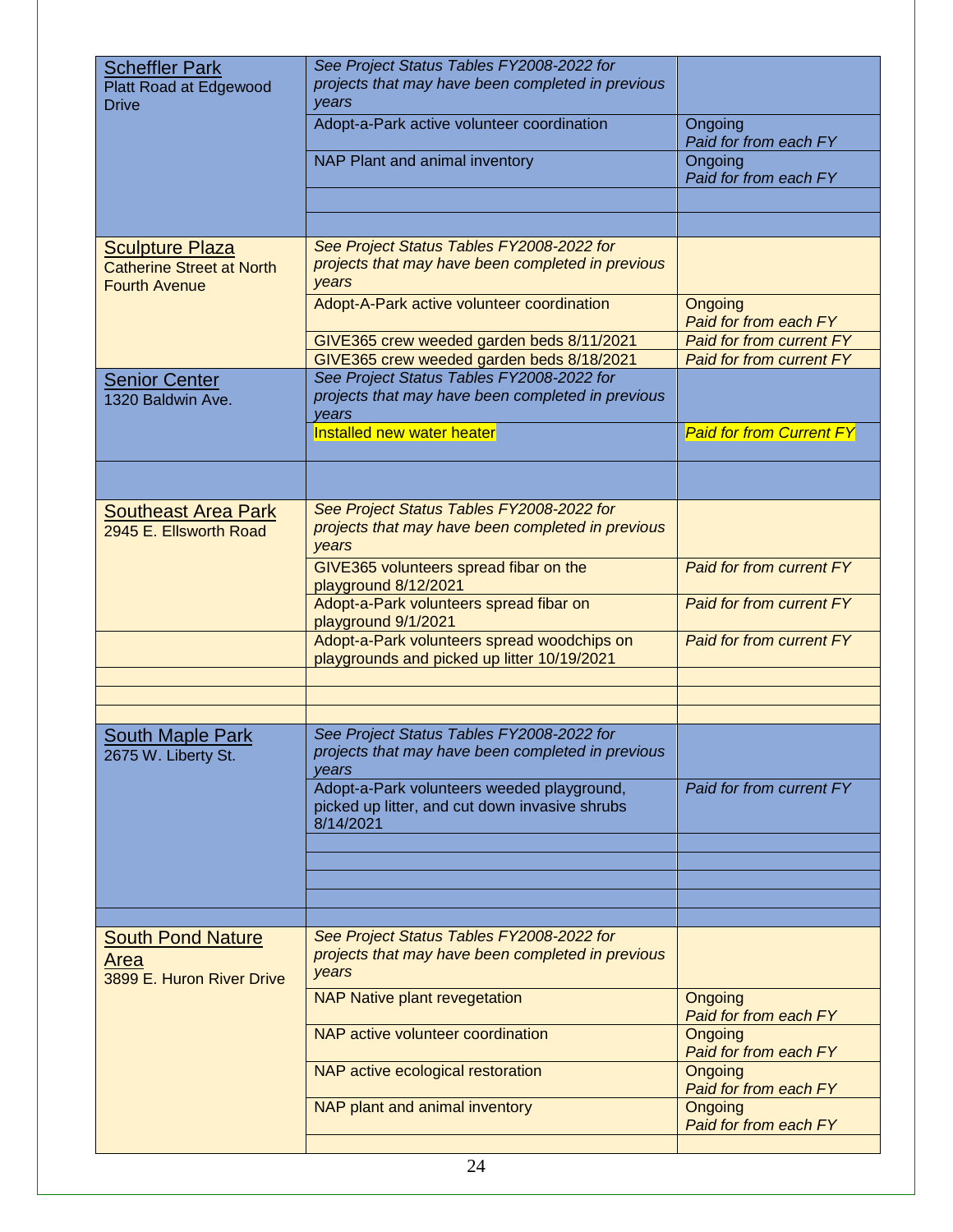| | | |
|---|---|---|
| Scheffler Park<br>Platt Road at Edgewood Drive | *See Project Status Tables FY2008-2022 for projects that may have been completed in previous years* | |
| | Adopt-a-Park active volunteer coordination | Ongoing<br>*Paid for from each FY* |
| | NAP Plant and animal inventory | Ongoing<br>*Paid for from each FY* |
| | | |
| | | |
| Sculpture Plaza<br>Catherine Street at North Fourth Avenue | *See Project Status Tables FY2008-2022 for projects that may have been completed in previous years* | |
| | Adopt-A-Park active volunteer coordination | Ongoing<br>*Paid for from each FY* |
| | GIVE365 crew weeded garden beds 8/11/2021 | *Paid for from current FY* |
| | GIVE365 crew weeded garden beds 8/18/2021 | *Paid for from current FY* |
| Senior Center<br>1320 Baldwin Ave. | *See Project Status Tables FY2008-2022 for projects that may have been completed in previous years* | |
| | Installed new water heater | *Paid for from Current FY* |
| | | |
| Southeast Area Park<br>2945 E. Ellsworth Road | *See Project Status Tables FY2008-2022 for projects that may have been completed in previous years* | |
| | GIVE365 volunteers spread fibar on the playground 8/12/2021 | *Paid for from current FY* |
| | Adopt-a-Park volunteers spread fibar on playground 9/1/2021 | *Paid for from current FY* |
| | Adopt-a-Park volunteers spread woodchips on playgrounds and picked up litter 10/19/2021 | *Paid for from current FY* |
| | | |
| | | |
| | | |
| South Maple Park<br>2675 W. Liberty St. | *See Project Status Tables FY2008-2022 for projects that may have been completed in previous years* | |
| | Adopt-a-Park volunteers weeded playground, picked up litter, and cut down invasive shrubs 8/14/2021 | *Paid for from current FY* |
| | | |
| | | |
| | | |
| | | |
| | | |
| South Pond Nature Area<br>3899 E. Huron River Drive | *See Project Status Tables FY2008-2022 for projects that may have been completed in previous years* | |
| | NAP Native plant revegetation | Ongoing<br>*Paid for from each FY* |
| | NAP active volunteer coordination | Ongoing<br>*Paid for from each FY* |
| | NAP active ecological restoration | Ongoing<br>*Paid for from each FY* |
| | NAP plant and animal inventory | Ongoing<br>*Paid for from each FY* |
| | | |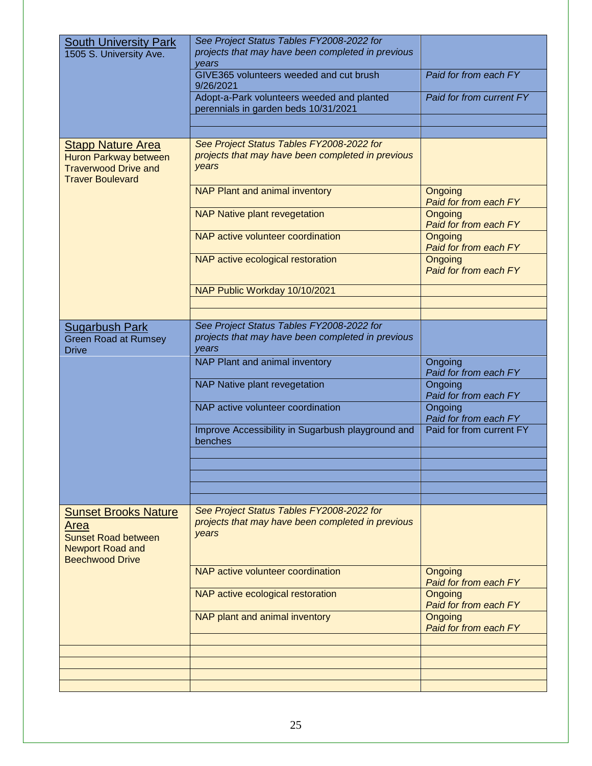| | | |
|---|---|---|
| South University Park<br>1505 S. University Ave. | *See Project Status Tables FY2008-2022 for projects that may have been completed in previous years* | |
| | GIVE365 volunteers weeded and cut brush 9/26/2021 | *Paid for from each FY* |
| | Adopt-a-Park volunteers weeded and planted perennials in garden beds 10/31/2021 | *Paid for from current FY* |
| | | |
| | | |
| Stapp Nature Area<br>Huron Parkway between Traverwood Drive and Traver Boulevard | *See Project Status Tables FY2008-2022 for projects that may have been completed in previous years* | |
| | NAP Plant and animal inventory | Ongoing<br>*Paid for from each FY* |
| | NAP Native plant revegetation | Ongoing<br>*Paid for from each FY* |
| | NAP active volunteer coordination | Ongoing<br>*Paid for from each FY* |
| | NAP active ecological restoration | Ongoing<br>*Paid for from each FY* |
| | NAP Public Workday 10/10/2021 | |
| | | |
| | | |
| Sugarbush Park<br>Green Road at Rumsey Drive | *See Project Status Tables FY2008-2022 for projects that may have been completed in previous years* | |
| | NAP Plant and animal inventory | Ongoing<br>*Paid for from each FY* |
| | NAP Native plant revegetation | Ongoing<br>*Paid for from each FY* |
| | NAP active volunteer coordination | Ongoing<br>*Paid for from each FY* |
| | Improve Accessibility in Sugarbush playground and benches | Paid for from current FY |
| | | |
| | | |
| | | |
| | | |
| | | |
| Sunset Brooks Nature Area<br>Sunset Road between Newport Road and Beechwood Drive | *See Project Status Tables FY2008-2022 for projects that may have been completed in previous years* | |
| | NAP active volunteer coordination | Ongoing<br>*Paid for from each FY* |
| | NAP active ecological restoration | Ongoing<br>*Paid for from each FY* |
| | NAP plant and animal inventory | Ongoing<br>*Paid for from each FY* |
| | | |
| | | |
| | | |
| | | |
| | | |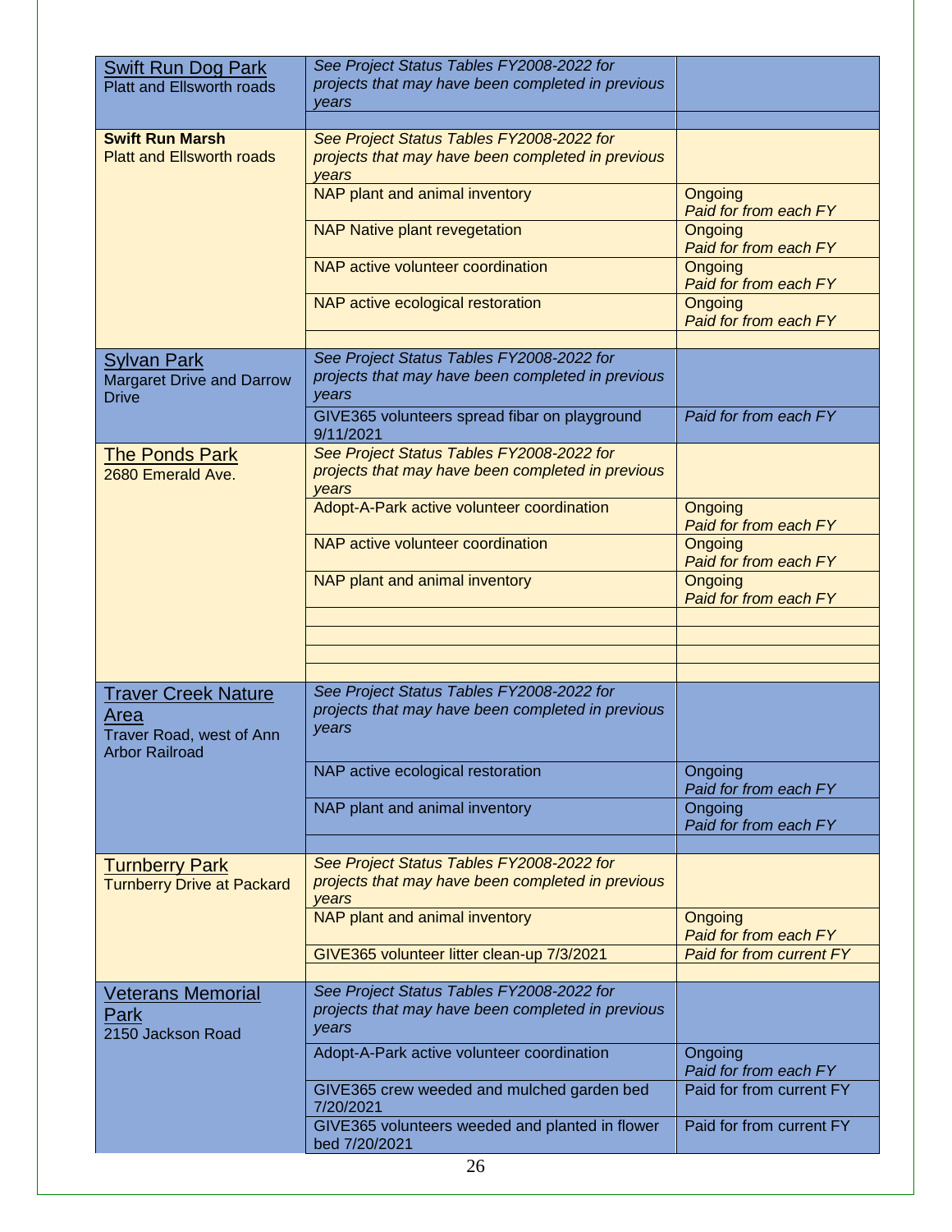| | | |
|---|---|---|
| Swift Run Dog Park<br>Platt and Ellsworth roads | *See Project Status Tables FY2008-2022 for projects that may have been completed in previous years* | |
| | | |
| **Swift Run Marsh**<br>Platt and Ellsworth roads | *See Project Status Tables FY2008-2022 for projects that may have been completed in previous years* | |
| | NAP plant and animal inventory | Ongoing<br>*Paid for from each FY* |
| | NAP Native plant revegetation | Ongoing<br>*Paid for from each FY* |
| | NAP active volunteer coordination | Ongoing<br>*Paid for from each FY* |
| | NAP active ecological restoration | Ongoing<br>*Paid for from each FY* |
| | | |
| Sylvan Park<br>Margaret Drive and Darrow Drive | *See Project Status Tables FY2008-2022 for projects that may have been completed in previous years* | |
| | GIVE365 volunteers spread fibar on playground 9/11/2021 | *Paid for from each FY* |
| The Ponds Park<br>2680 Emerald Ave. | *See Project Status Tables FY2008-2022 for projects that may have been completed in previous years* | |
| | Adopt-A-Park active volunteer coordination | Ongoing<br>*Paid for from each FY* |
| | NAP active volunteer coordination | Ongoing<br>*Paid for from each FY* |
| | NAP plant and animal inventory | Ongoing<br>*Paid for from each FY* |
| | | |
| | | |
| | | |
| | | |
| Traver Creek Nature Area<br>Traver Road, west of Ann Arbor Railroad | *See Project Status Tables FY2008-2022 for projects that may have been completed in previous years* | |
| | NAP active ecological restoration | Ongoing<br>*Paid for from each FY* |
| | NAP plant and animal inventory | Ongoing<br>*Paid for from each FY* |
| | | |
| Turnberry Park<br>Turnberry Drive at Packard | *See Project Status Tables FY2008-2022 for projects that may have been completed in previous years* | |
| | NAP plant and animal inventory | Ongoing<br>*Paid for from each FY* |
| | GIVE365 volunteer litter clean-up 7/3/2021 | *Paid for from current FY* |
| | | |
| Veterans Memorial Park<br>2150 Jackson Road | *See Project Status Tables FY2008-2022 for projects that may have been completed in previous years* | |
| | Adopt-A-Park active volunteer coordination | Ongoing<br>*Paid for from each FY* |
| | GIVE365 crew weeded and mulched garden bed 7/20/2021 | Paid for from current FY |
| | GIVE365 volunteers weeded and planted in flower bed 7/20/2021 | Paid for from current FY |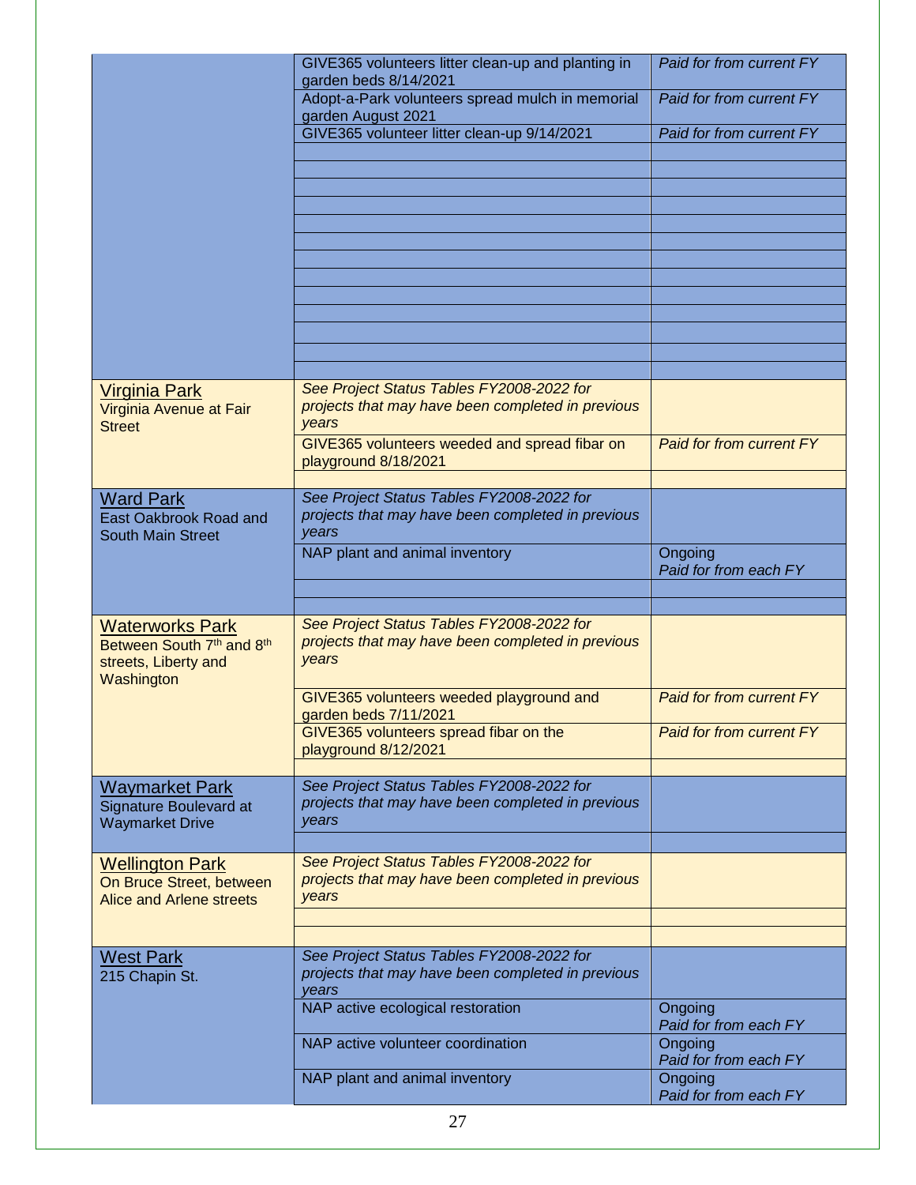| | | |
|---|---|---|
| | GIVE365 volunteers litter clean-up and planting in garden beds 8/14/2021 | *Paid for from current FY* |
| | Adopt-a-Park volunteers spread mulch in memorial garden August 2021 | *Paid for from current FY* |
| | GIVE365 volunteer litter clean-up 9/14/2021 | *Paid for from current FY* |
| | | |
| | | |
| | | |
| | | |
| | | |
| | | |
| | | |
| | | |
| | | |
| | | |
| | | |
| | | |
| | | |
| Virginia Park<br>Virginia Avenue at Fair Street | *See Project Status Tables FY2008-2022 for projects that may have been completed in previous years* | |
| | GIVE365 volunteers weeded and spread fibar on playground 8/18/2021 | *Paid for from current FY* |
| | | |
| Ward Park<br>East Oakbrook Road and South Main Street | *See Project Status Tables FY2008-2022 for projects that may have been completed in previous years* | |
| | NAP plant and animal inventory | Ongoing<br>*Paid for from each FY* |
| | | |
| | | |
| Waterworks Park<br>Between South 7th and 8th streets, Liberty and Washington | *See Project Status Tables FY2008-2022 for projects that may have been completed in previous years* | |
| | GIVE365 volunteers weeded playground and garden beds 7/11/2021 | *Paid for from current FY* |
| | GIVE365 volunteers spread fibar on the playground 8/12/2021 | *Paid for from current FY* |
| | | |
| Waymarket Park<br>Signature Boulevard at Waymarket Drive | *See Project Status Tables FY2008-2022 for projects that may have been completed in previous years* | |
| | | |
| Wellington Park<br>On Bruce Street, between Alice and Arlene streets | *See Project Status Tables FY2008-2022 for projects that may have been completed in previous years* | |
| | | |
| | | |
| West Park<br>215 Chapin St. | *See Project Status Tables FY2008-2022 for projects that may have been completed in previous years* | |
| | NAP active ecological restoration | Ongoing<br>*Paid for from each FY* |
| | NAP active volunteer coordination | Ongoing<br>*Paid for from each FY* |
| | NAP plant and animal inventory | Ongoing<br>*Paid for from each FY* |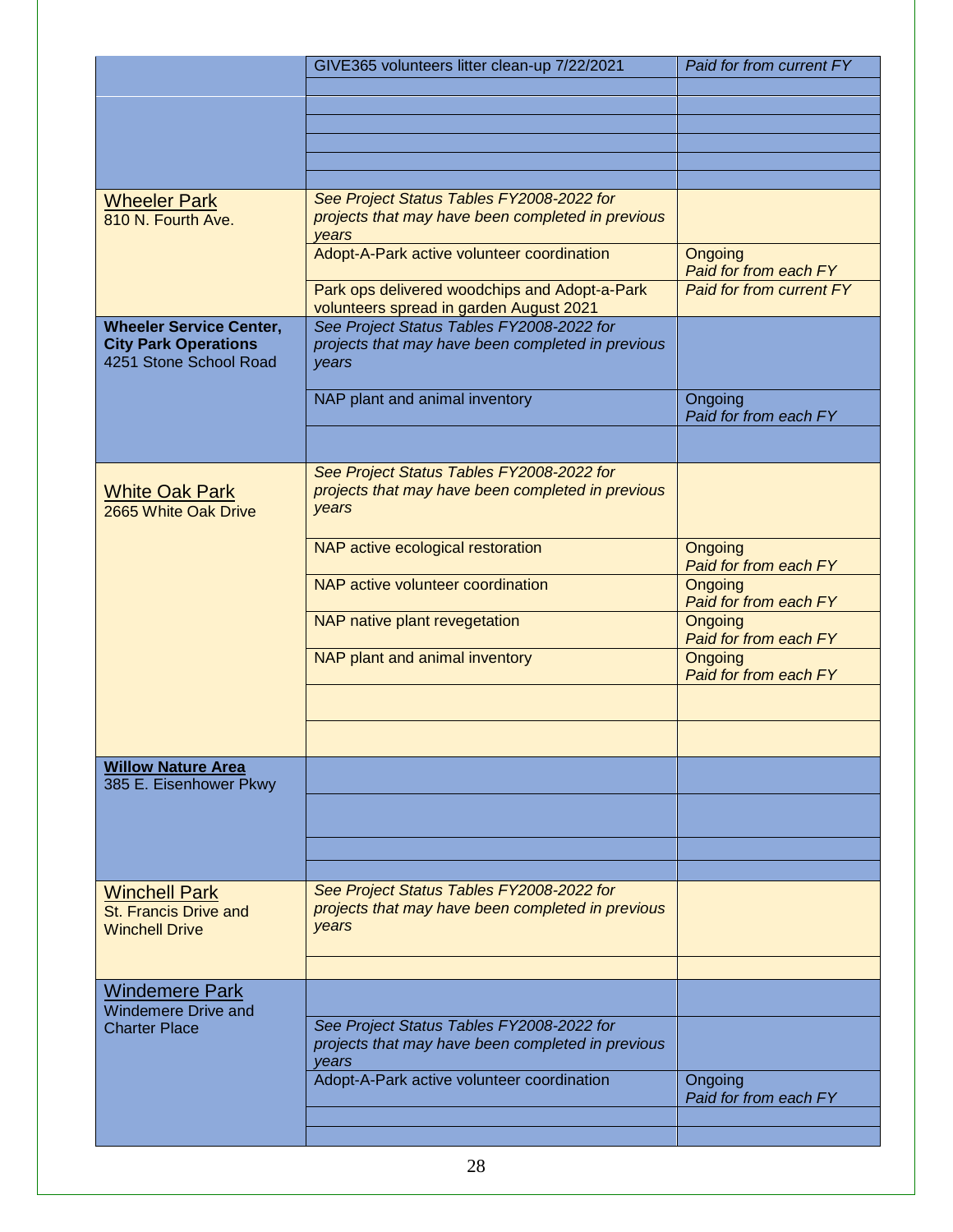| | | |
|---|---|---|
| | GIVE365 volunteers litter clean-up 7/22/2021 | *Paid for from current FY* |
| | | |
| | | |
| | | |
| | | |
| | | |
| | | |
| Wheeler Park<br>810 N. Fourth Ave. | *See Project Status Tables FY2008-2022 for projects that may have been completed in previous years* | |
| | Adopt-A-Park active volunteer coordination | Ongoing<br>*Paid for from each FY* |
| | Park ops delivered woodchips and Adopt-a-Park volunteers spread in garden August 2021 | *Paid for from current FY* |
| **Wheeler Service Center, City Park Operations**<br>4251 Stone School Road | *See Project Status Tables FY2008-2022 for projects that may have been completed in previous years* | |
| | NAP plant and animal inventory | Ongoing<br>*Paid for from each FY* |
| | | |
| White Oak Park<br>2665 White Oak Drive | *See Project Status Tables FY2008-2022 for projects that may have been completed in previous years* | |
| | NAP active ecological restoration | Ongoing<br>*Paid for from each FY* |
| | NAP active volunteer coordination | Ongoing<br>*Paid for from each FY* |
| | NAP native plant revegetation | Ongoing<br>*Paid for from each FY* |
| | NAP plant and animal inventory | Ongoing<br>*Paid for from each FY* |
| | | |
| | | |
| **Willow Nature Area**<br>385 E. Eisenhower Pkwy | | |
| | | |
| | | |
| | | |
| Winchell Park<br>St. Francis Drive and Winchell Drive | *See Project Status Tables FY2008-2022 for projects that may have been completed in previous years* | |
| | | |
| Windemere Park<br>Windemere Drive and Charter Place | | |
| | *See Project Status Tables FY2008-2022 for projects that may have been completed in previous years* | |
| | Adopt-A-Park active volunteer coordination | Ongoing<br>*Paid for from each FY* |
| | | |
| | | |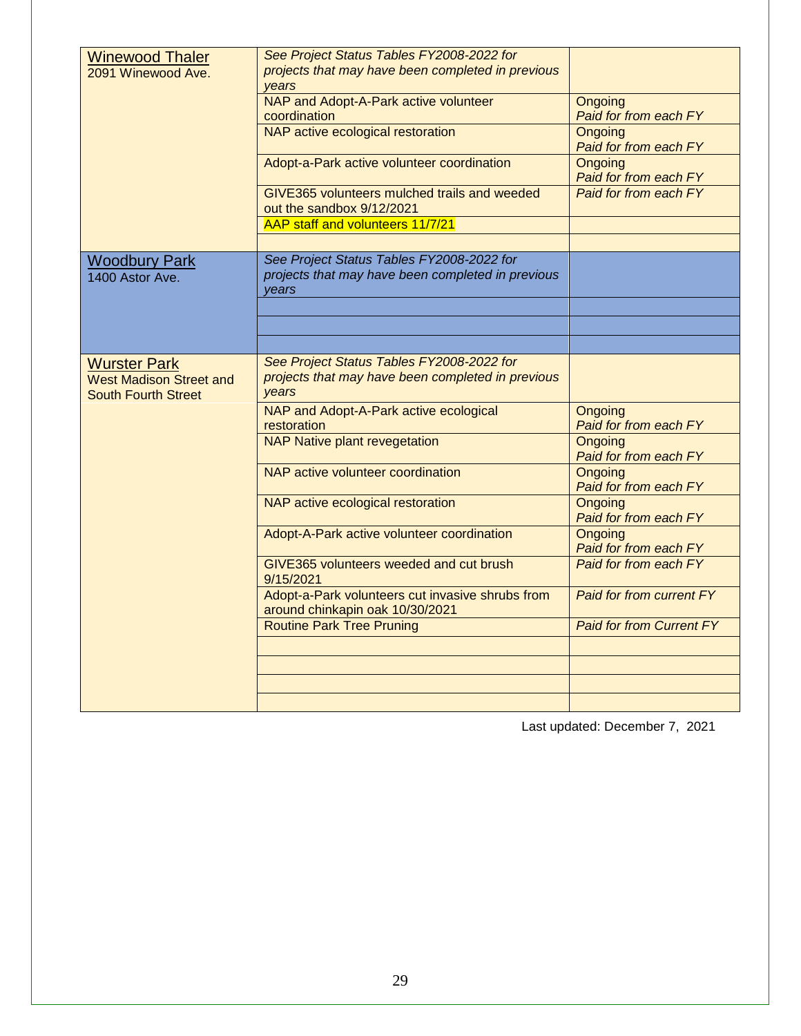| | | |
|---|---|---|
| Winewood Thaler<br>2091 Winewood Ave. | *See Project Status Tables FY2008-2022 for projects that may have been completed in previous years* | |
| | NAP and Adopt-A-Park active volunteer coordination | Ongoing<br>*Paid for from each FY* |
| | NAP active ecological restoration | Ongoing<br>*Paid for from each FY* |
| | Adopt-a-Park active volunteer coordination | Ongoing<br>*Paid for from each FY* |
| | GIVE365 volunteers mulched trails and weeded out the sandbox 9/12/2021 | *Paid for from each FY* |
| | AAP staff and volunteers 11/7/21 | |
| | | |
| Woodbury Park<br>1400 Astor Ave. | *See Project Status Tables FY2008-2022 for projects that may have been completed in previous years* | |
| | | |
| | | |
| | | |
| Wurster Park<br>West Madison Street and South Fourth Street | *See Project Status Tables FY2008-2022 for projects that may have been completed in previous years* | |
| | NAP and Adopt-A-Park active ecological restoration | Ongoing<br>*Paid for from each FY* |
| | NAP Native plant revegetation | Ongoing<br>*Paid for from each FY* |
| | NAP active volunteer coordination | Ongoing<br>*Paid for from each FY* |
| | NAP active ecological restoration | Ongoing<br>*Paid for from each FY* |
| | Adopt-A-Park active volunteer coordination | Ongoing<br>*Paid for from each FY* |
| | GIVE365 volunteers weeded and cut brush 9/15/2021 | *Paid for from each FY* |
| | Adopt-a-Park volunteers cut invasive shrubs from around chinkapin oak 10/30/2021 | *Paid for from current FY* |
| | Routine Park Tree Pruning | *Paid for from Current FY* |
| | | |
| | | |
| | | |
| | | |

Last updated: December 7, 2021